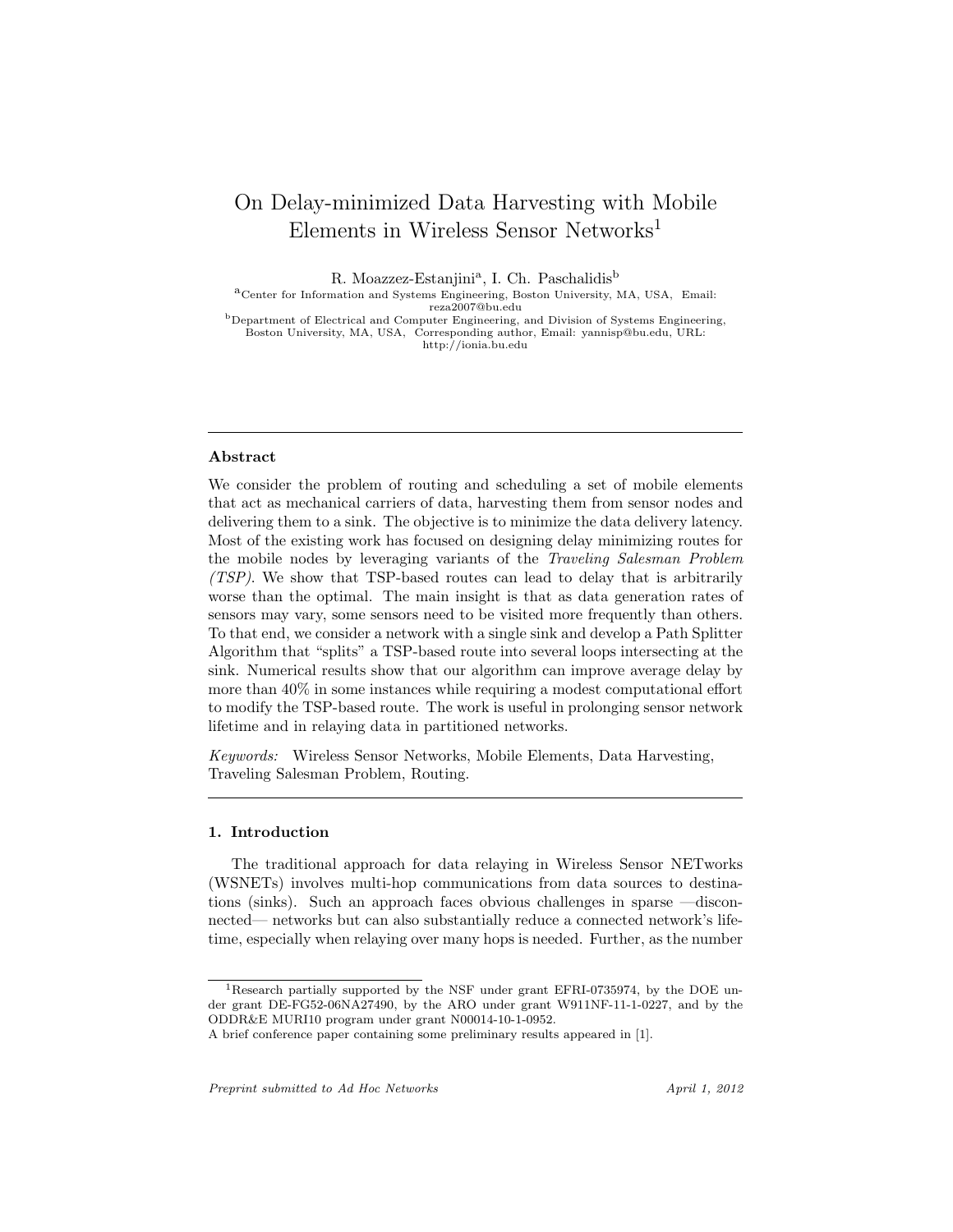# On Delay-minimized Data Harvesting with Mobile Elements in Wireless Sensor Networks[1]

R. Moazzez-Estanjini[a], I. Ch. Paschalidis[b]

[a]Center for Information and Systems Engineering, Boston University, MA, USA, Email: reza2007@bu.edu

[b]Department of Electrical and Computer Engineering, and Division of Systems Engineering, Boston University, MA, USA, Corresponding author, Email: yannisp@bu.edu, URL: http://ionia.bu.edu

---

## Abstract

We consider the problem of routing and scheduling a set of mobile elements that act as mechanical carriers of data, harvesting them from sensor nodes and delivering them to a sink. The objective is to minimize the data delivery latency. Most of the existing work has focused on designing delay minimizing routes for the mobile nodes by leveraging variants of the *Traveling Salesman Problem (TSP)*. We show that TSP-based routes can lead to delay that is arbitrarily worse than the optimal. The main insight is that as data generation rates of sensors may vary, some sensors need to be visited more frequently than others. To that end, we consider a network with a single sink and develop a Path Splitter Algorithm that "splits" a TSP-based route into several loops intersecting at the sink. Numerical results show that our algorithm can improve average delay by more than 40% in some instances while requiring a modest computational effort to modify the TSP-based route. The work is useful in prolonging sensor network lifetime and in relaying data in partitioned networks.

*Keywords:* Wireless Sensor Networks, Mobile Elements, Data Harvesting, Traveling Salesman Problem, Routing.

---

## 1. Introduction

The traditional approach for data relaying in Wireless Sensor NETworks (WSNETs) involves multi-hop communications from data sources to destinations (sinks). Such an approach faces obvious challenges in sparse —disconnected— networks but can also substantially reduce a connected network's lifetime, especially when relaying over many hops is needed. Further, as the number

---

[1]Research partially supported by the NSF under grant EFRI-0735974, by the DOE under grant DE-FG52-06NA27490, by the ARO under grant W911NF-11-1-0227, and by the ODDR&E MURI10 program under grant N00014-10-1-0952.

A brief conference paper containing some preliminary results appeared in [1].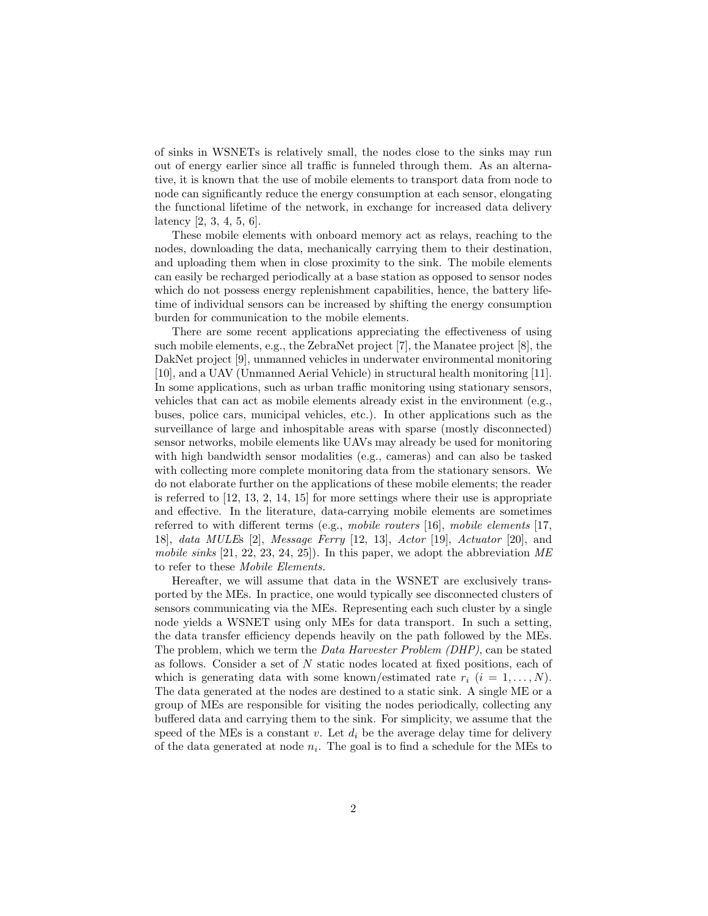of sinks in WSNETs is relatively small, the nodes close to the sinks may run out of energy earlier since all traffic is funneled through them. As an alternative, it is known that the use of mobile elements to transport data from node to node can significantly reduce the energy consumption at each sensor, elongating the functional lifetime of the network, in exchange for increased data delivery latency [2, 3, 4, 5, 6].

These mobile elements with onboard memory act as relays, reaching to the nodes, downloading the data, mechanically carrying them to their destination, and uploading them when in close proximity to the sink. The mobile elements can easily be recharged periodically at a base station as opposed to sensor nodes which do not possess energy replenishment capabilities, hence, the battery lifetime of individual sensors can be increased by shifting the energy consumption burden for communication to the mobile elements.

There are some recent applications appreciating the effectiveness of using such mobile elements, e.g., the ZebraNet project [7], the Manatee project [8], the DakNet project [9], unmanned vehicles in underwater environmental monitoring [10], and a UAV (Unmanned Aerial Vehicle) in structural health monitoring [11]. In some applications, such as urban traffic monitoring using stationary sensors, vehicles that can act as mobile elements already exist in the environment (e.g., buses, police cars, municipal vehicles, etc.). In other applications such as the surveillance of large and inhospitable areas with sparse (mostly disconnected) sensor networks, mobile elements like UAVs may already be used for monitoring with high bandwidth sensor modalities (e.g., cameras) and can also be tasked with collecting more complete monitoring data from the stationary sensors. We do not elaborate further on the applications of these mobile elements; the reader is referred to [12, 13, 2, 14, 15] for more settings where their use is appropriate and effective. In the literature, data-carrying mobile elements are sometimes referred to with different terms (e.g., *mobile routers* [16], *mobile elements* [17, 18], *data MULE*s [2], *Message Ferry* [12, 13], *Actor* [19], *Actuator* [20], and *mobile sinks* [21, 22, 23, 24, 25]). In this paper, we adopt the abbreviation *ME* to refer to these *Mobile Elements*.

Hereafter, we will assume that data in the WSNET are exclusively transported by the MEs. In practice, one would typically see disconnected clusters of sensors communicating via the MEs. Representing each such cluster by a single node yields a WSNET using only MEs for data transport. In such a setting, the data transfer efficiency depends heavily on the path followed by the MEs. The problem, which we term the *Data Harvester Problem (DHP)*, can be stated as follows. Consider a set of $N$ static nodes located at fixed positions, each of which is generating data with some known/estimated rate $r_i$ ($i = 1, \ldots, N$). The data generated at the nodes are destined to a static sink. A single ME or a group of MEs are responsible for visiting the nodes periodically, collecting any buffered data and carrying them to the sink. For simplicity, we assume that the speed of the MEs is a constant $v$. Let $d_i$ be the average delay time for delivery of the data generated at node $n_i$. The goal is to find a schedule for the MEs to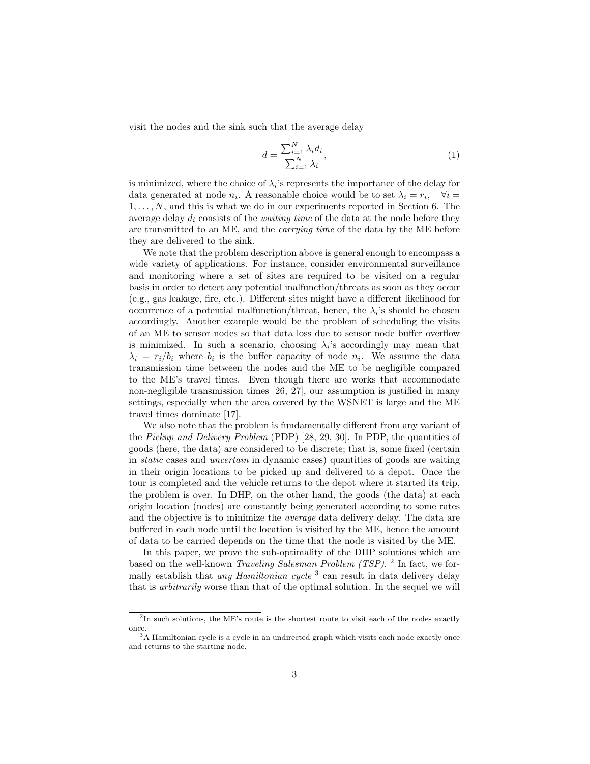visit the nodes and the sink such that the average delay

$$d = \frac{\sum_{i=1}^{N} \lambda_i d_i}{\sum_{i=1}^{N} \lambda_i}, \tag{1}$$

is minimized, where the choice of $\lambda_i$'s represents the importance of the delay for data generated at node $n_i$. A reasonable choice would be to set $\lambda_i = r_i, \quad \forall i = 1, \ldots, N$, and this is what we do in our experiments reported in Section 6. The average delay $d_i$ consists of the *waiting time* of the data at the node before they are transmitted to an ME, and the *carrying time* of the data by the ME before they are delivered to the sink.

We note that the problem description above is general enough to encompass a wide variety of applications. For instance, consider environmental surveillance and monitoring where a set of sites are required to be visited on a regular basis in order to detect any potential malfunction/threats as soon as they occur (e.g., gas leakage, fire, etc.). Different sites might have a different likelihood for occurrence of a potential malfunction/threat, hence, the $\lambda_i$'s should be chosen accordingly. Another example would be the problem of scheduling the visits of an ME to sensor nodes so that data loss due to sensor node buffer overflow is minimized. In such a scenario, choosing $\lambda_i$'s accordingly may mean that $\lambda_i = r_i/b_i$ where $b_i$ is the buffer capacity of node $n_i$. We assume the data transmission time between the nodes and the ME to be negligible compared to the ME's travel times. Even though there are works that accommodate non-negligible transmission times [26, 27], our assumption is justified in many settings, especially when the area covered by the WSNET is large and the ME travel times dominate [17].

We also note that the problem is fundamentally different from any variant of the *Pickup and Delivery Problem* (PDP) [28, 29, 30]. In PDP, the quantities of goods (here, the data) are considered to be discrete; that is, some fixed (certain in *static* cases and *uncertain* in dynamic cases) quantities of goods are waiting in their origin locations to be picked up and delivered to a depot. Once the tour is completed and the vehicle returns to the depot where it started its trip, the problem is over. In DHP, on the other hand, the goods (the data) at each origin location (nodes) are constantly being generated according to some rates and the objective is to minimize the *average* data delivery delay. The data are buffered in each node until the location is visited by the ME, hence the amount of data to be carried depends on the time that the node is visited by the ME.

In this paper, we prove the sub-optimality of the DHP solutions which are based on the well-known *Traveling Salesman Problem (TSP)*. [2] In fact, we formally establish that *any Hamiltonian cycle* [3] can result in data delivery delay that is *arbitrarily* worse than that of the optimal solution. In the sequel we will

[2] In such solutions, the ME's route is the shortest route to visit each of the nodes exactly once.

[3] A Hamiltonian cycle is a cycle in an undirected graph which visits each node exactly once and returns to the starting node.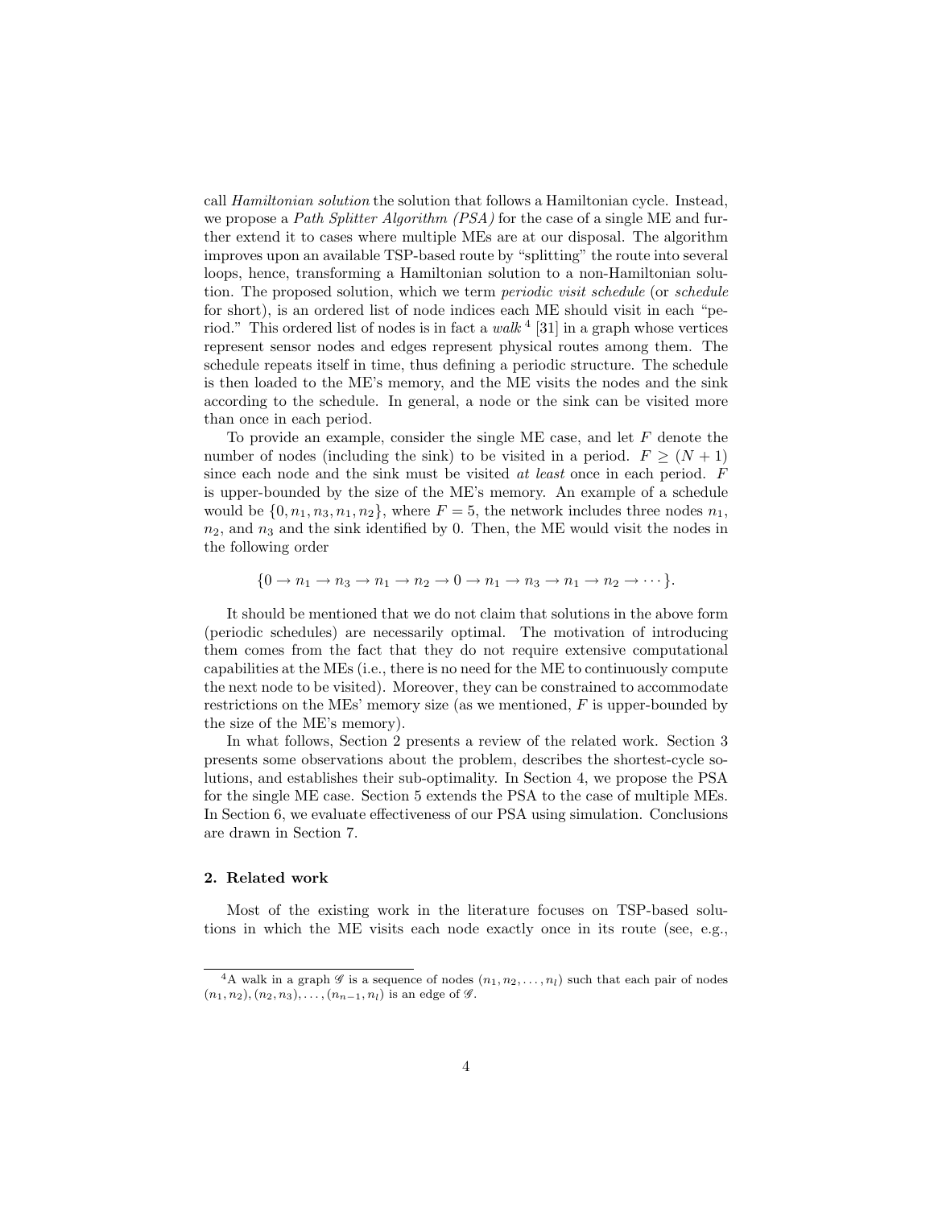call *Hamiltonian solution* the solution that follows a Hamiltonian cycle. Instead, we propose a *Path Splitter Algorithm (PSA)* for the case of a single ME and further extend it to cases where multiple MEs are at our disposal. The algorithm improves upon an available TSP-based route by "splitting" the route into several loops, hence, transforming a Hamiltonian solution to a non-Hamiltonian solution. The proposed solution, which we term *periodic visit schedule* (or *schedule* for short), is an ordered list of node indices each ME should visit in each "period." This ordered list of nodes is in fact a *walk* [4] [31] in a graph whose vertices represent sensor nodes and edges represent physical routes among them. The schedule repeats itself in time, thus defining a periodic structure. The schedule is then loaded to the ME's memory, and the ME visits the nodes and the sink according to the schedule. In general, a node or the sink can be visited more than once in each period.

To provide an example, consider the single ME case, and let $F$ denote the number of nodes (including the sink) to be visited in a period. $F \geq (N + 1)$ since each node and the sink must be visited *at least* once in each period. $F$ is upper-bounded by the size of the ME's memory. An example of a schedule would be $\{0, n_1, n_3, n_1, n_2\}$, where $F = 5$, the network includes three nodes $n_1$, $n_2$, and $n_3$ and the sink identified by 0. Then, the ME would visit the nodes in the following order

$$\{0 \to n_1 \to n_3 \to n_1 \to n_2 \to 0 \to n_1 \to n_3 \to n_1 \to n_2 \to \cdots\}.$$

It should be mentioned that we do not claim that solutions in the above form (periodic schedules) are necessarily optimal. The motivation of introducing them comes from the fact that they do not require extensive computational capabilities at the MEs (i.e., there is no need for the ME to continuously compute the next node to be visited). Moreover, they can be constrained to accommodate restrictions on the MEs' memory size (as we mentioned, $F$ is upper-bounded by the size of the ME's memory).

In what follows, Section 2 presents a review of the related work. Section 3 presents some observations about the problem, describes the shortest-cycle solutions, and establishes their sub-optimality. In Section 4, we propose the PSA for the single ME case. Section 5 extends the PSA to the case of multiple MEs. In Section 6, we evaluate effectiveness of our PSA using simulation. Conclusions are drawn in Section 7.

## 2. Related work

Most of the existing work in the literature focuses on TSP-based solutions in which the ME visits each node exactly once in its route (see, e.g.,

[4] A walk in a graph $\mathscr{G}$ is a sequence of nodes $(n_1, n_2, \ldots, n_l)$ such that each pair of nodes $(n_1, n_2), (n_2, n_3), \ldots, (n_{n-1}, n_l)$ is an edge of $\mathscr{G}$.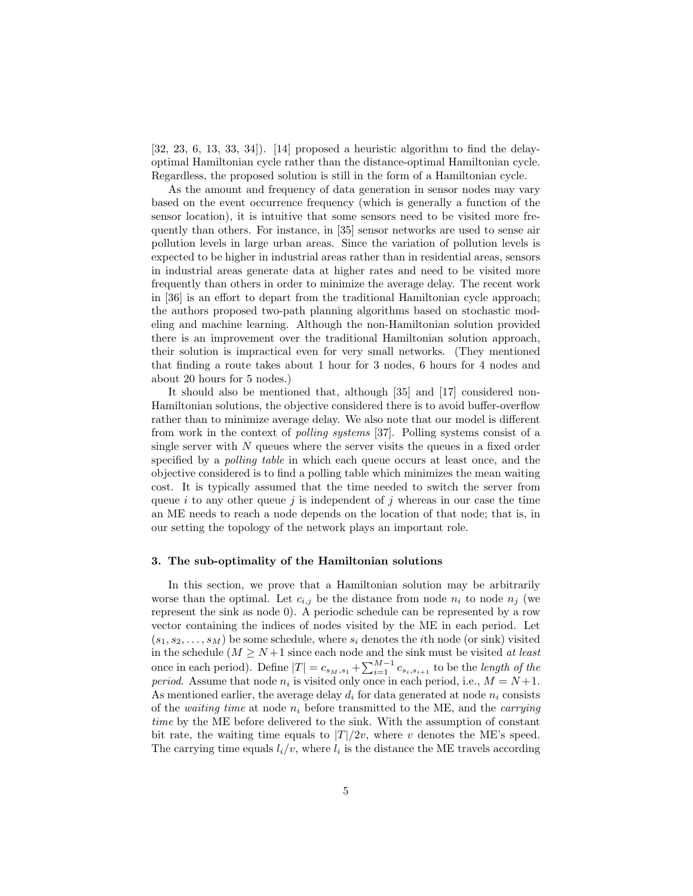[32, 23, 6, 13, 33, 34]). [14] proposed a heuristic algorithm to find the delay-optimal Hamiltonian cycle rather than the distance-optimal Hamiltonian cycle. Regardless, the proposed solution is still in the form of a Hamiltonian cycle.

As the amount and frequency of data generation in sensor nodes may vary based on the event occurrence frequency (which is generally a function of the sensor location), it is intuitive that some sensors need to be visited more frequently than others. For instance, in [35] sensor networks are used to sense air pollution levels in large urban areas. Since the variation of pollution levels is expected to be higher in industrial areas rather than in residential areas, sensors in industrial areas generate data at higher rates and need to be visited more frequently than others in order to minimize the average delay. The recent work in [36] is an effort to depart from the traditional Hamiltonian cycle approach; the authors proposed two-path planning algorithms based on stochastic modeling and machine learning. Although the non-Hamiltonian solution provided there is an improvement over the traditional Hamiltonian solution approach, their solution is impractical even for very small networks. (They mentioned that finding a route takes about 1 hour for 3 nodes, 6 hours for 4 nodes and about 20 hours for 5 nodes.)

It should also be mentioned that, although [35] and [17] considered non-Hamiltonian solutions, the objective considered there is to avoid buffer-overflow rather than to minimize average delay. We also note that our model is different from work in the context of *polling systems* [37]. Polling systems consist of a single server with $N$ queues where the server visits the queues in a fixed order specified by a *polling table* in which each queue occurs at least once, and the objective considered is to find a polling table which minimizes the mean waiting cost. It is typically assumed that the time needed to switch the server from queue $i$ to any other queue $j$ is independent of $j$ whereas in our case the time an ME needs to reach a node depends on the location of that node; that is, in our setting the topology of the network plays an important role.

### 3. The sub-optimality of the Hamiltonian solutions

In this section, we prove that a Hamiltonian solution may be arbitrarily worse than the optimal. Let $c_{i,j}$ be the distance from node $n_i$ to node $n_j$ (we represent the sink as node 0). A periodic schedule can be represented by a row vector containing the indices of nodes visited by the ME in each period. Let $(s_1, s_2, \ldots, s_M)$ be some schedule, where $s_i$ denotes the $i$th node (or sink) visited in the schedule ($M \geq N+1$ since each node and the sink must be visited *at least* once in each period). Define $|T| = c_{s_M,s_1} + \sum_{i=1}^{M-1} c_{s_i,s_{i+1}}$ to be the *length of the period*. Assume that node $n_i$ is visited only once in each period, i.e., $M = N+1$. As mentioned earlier, the average delay $d_i$ for data generated at node $n_i$ consists of the *waiting time* at node $n_i$ before transmitted to the ME, and the *carrying time* by the ME before delivered to the sink. With the assumption of constant bit rate, the waiting time equals to $|T|/2v$, where $v$ denotes the ME's speed. The carrying time equals $l_i/v$, where $l_i$ is the distance the ME travels according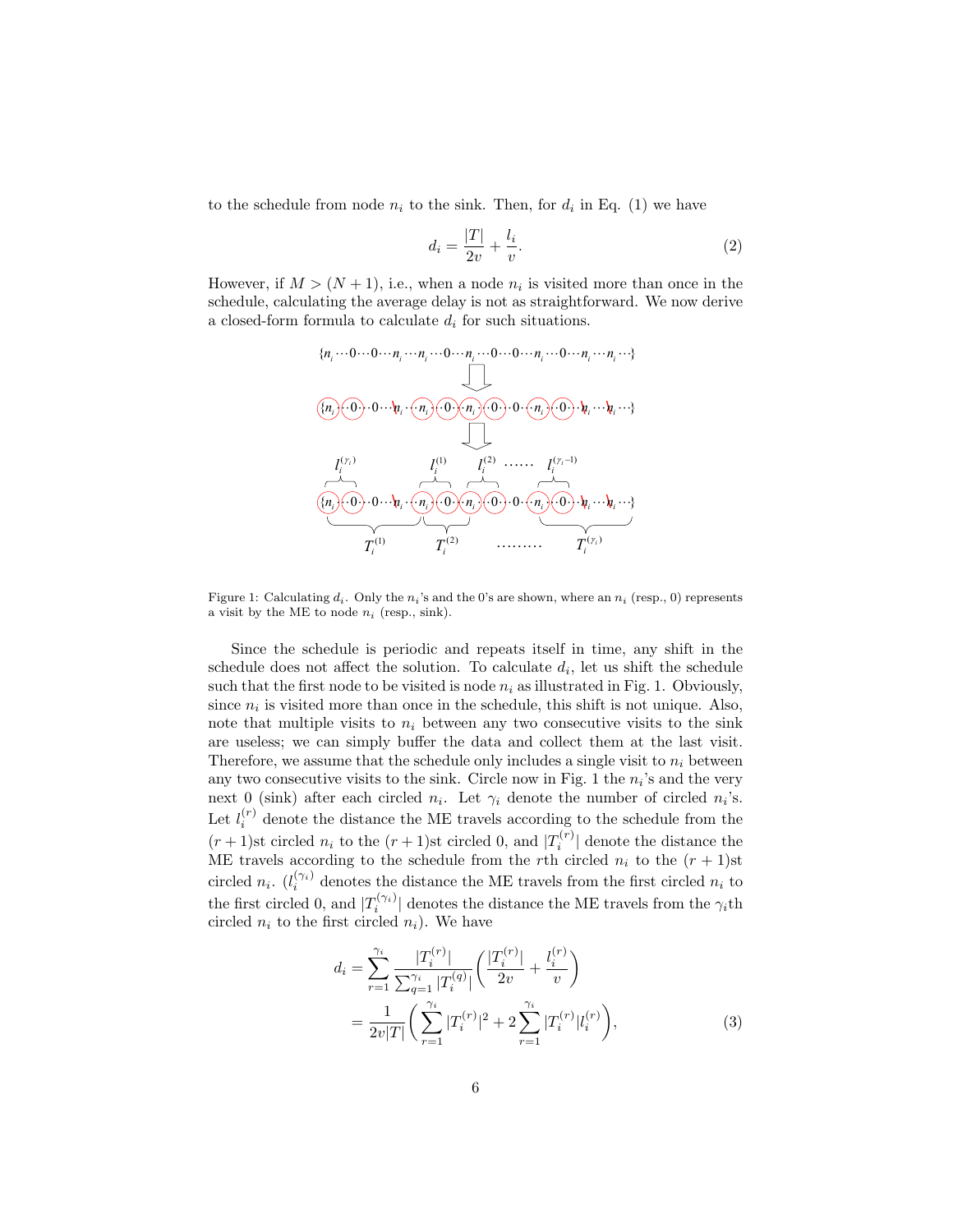to the schedule from node $n_i$ to the sink. Then, for $d_i$ in Eq. (1) we have

$$d_i = \frac{|T|}{2v} + \frac{l_i}{v}. \tag{2}$$

However, if $M > (N+1)$, i.e., when a node $n_i$ is visited more than once in the schedule, calculating the average delay is not as straightforward. We now derive a closed-form formula to calculate $d_i$ for such situations.

Figure 1: Calculating $d_i$. Only the $n_i$'s and the 0's are shown, where an $n_i$ (resp., 0) represents a visit by the ME to node $n_i$ (resp., sink).

Since the schedule is periodic and repeats itself in time, any shift in the schedule does not affect the solution. To calculate $d_i$, let us shift the schedule such that the first node to be visited is node $n_i$ as illustrated in Fig. 1. Obviously, since $n_i$ is visited more than once in the schedule, this shift is not unique. Also, note that multiple visits to $n_i$ between any two consecutive visits to the sink are useless; we can simply buffer the data and collect them at the last visit. Therefore, we assume that the schedule only includes a single visit to $n_i$ between any two consecutive visits to the sink. Circle now in Fig. 1 the $n_i$'s and the very next 0 (sink) after each circled $n_i$. Let $\gamma_i$ denote the number of circled $n_i$'s. Let $l_i^{(r)}$ denote the distance the ME travels according to the schedule from the $(r+1)$st circled $n_i$ to the $(r+1)$st circled 0, and $|T_i^{(r)}|$ denote the distance the ME travels according to the schedule from the $r$th circled $n_i$ to the $(r+1)$st circled $n_i$. ($l_i^{(\gamma_i)}$ denotes the distance the ME travels from the first circled $n_i$ to the first circled 0, and $|T_i^{(\gamma_i)}|$ denotes the distance the ME travels from the $\gamma_i$th circled $n_i$ to the first circled $n_i$). We have

$$\begin{aligned} d_i &= \sum_{r=1}^{\gamma_i} \frac{|T_i^{(r)}|}{\sum_{q=1}^{\gamma_i} |T_i^{(q)}|} \left( \frac{|T_i^{(r)}|}{2v} + \frac{l_i^{(r)}}{v} \right) \\ &= \frac{1}{2v|T|} \left( \sum_{r=1}^{\gamma_i} |T_i^{(r)}|^2 + 2 \sum_{r=1}^{\gamma_i} |T_i^{(r)}| l_i^{(r)} \right), \end{aligned} \tag{3}$$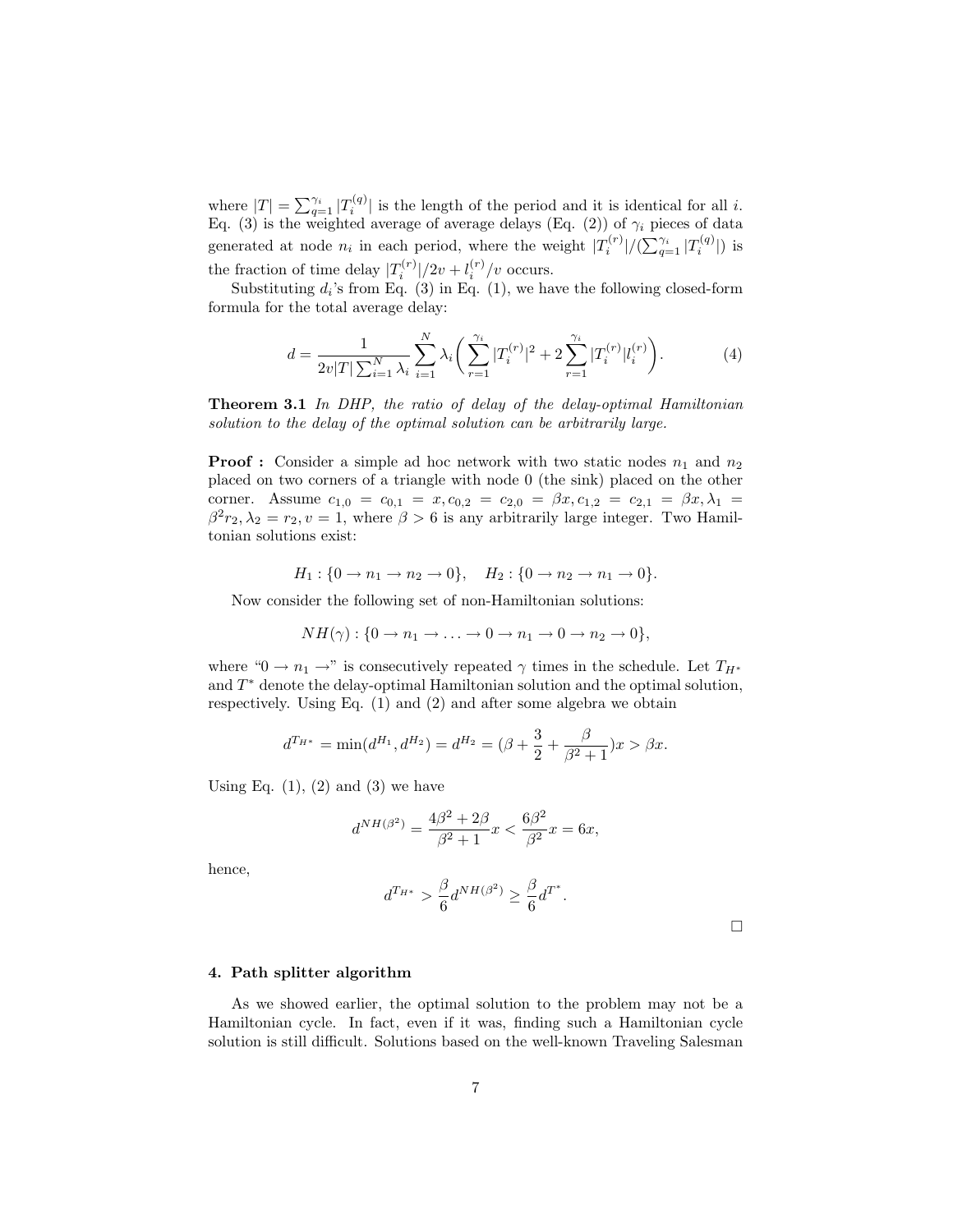where $|T| = \sum_{q=1}^{\gamma_i} |T_i^{(q)}|$ is the length of the period and it is identical for all $i$. Eq. (3) is the weighted average of average delays (Eq. (2)) of $\gamma_i$ pieces of data generated at node $n_i$ in each period, where the weight $|T_i^{(r)}|/(\sum_{q=1}^{\gamma_i} |T_i^{(q)}|)$ is the fraction of time delay $|T_i^{(r)}|/2v + l_i^{(r)}/v$ occurs.

Substituting $d_i$'s from Eq. (3) in Eq. (1), we have the following closed-form formula for the total average delay:

$$d = \frac{1}{2v|T| \sum_{i=1}^{N} \lambda_i} \sum_{i=1}^{N} \lambda_i \bigg( \sum_{r=1}^{\gamma_i} |T_i^{(r)}|^2 + 2 \sum_{r=1}^{\gamma_i} |T_i^{(r)}| l_i^{(r)} \bigg). \tag{4}$$

**Theorem 3.1** *In DHP, the ratio of delay of the delay-optimal Hamiltonian solution to the delay of the optimal solution can be arbitrarily large.*

**Proof :** Consider a simple ad hoc network with two static nodes $n_1$ and $n_2$ placed on two corners of a triangle with node 0 (the sink) placed on the other corner. Assume $c_{1,0} = c_{0,1} = x, c_{0,2} = c_{2,0} = \beta x, c_{1,2} = c_{2,1} = \beta x, \lambda_1 = \beta^2 r_2, \lambda_2 = r_2, v = 1$, where $\beta > 6$ is any arbitrarily large integer. Two Hamiltonian solutions exist:

$$H_1 : \{0 \to n_1 \to n_2 \to 0\}, \quad H_2 : \{0 \to n_2 \to n_1 \to 0\}.$$

Now consider the following set of non-Hamiltonian solutions:

$$NH(\gamma) : \{0 \to n_1 \to \ldots \to 0 \to n_1 \to 0 \to n_2 \to 0\},$$

where "$0 \to n_1 \to$" is consecutively repeated $\gamma$ times in the schedule. Let $T_{H^*}$ and $T^*$ denote the delay-optimal Hamiltonian solution and the optimal solution, respectively. Using Eq. (1) and (2) and after some algebra we obtain

$$d^{T_{H^*}} = \min(d^{H_1}, d^{H_2}) = d^{H_2} = (\beta + \frac{3}{2} + \frac{\beta}{\beta^2 + 1})x > \beta x.$$

Using Eq. (1), (2) and (3) we have

$$d^{NH(\beta^2)} = \frac{4\beta^2 + 2\beta}{\beta^2 + 1} x < \frac{6\beta^2}{\beta^2} x = 6x,$$

hence,

$$d^{T_{H^*}} > \frac{\beta}{6} d^{NH(\beta^2)} \geq \frac{\beta}{6} d^{T^*}.$$

□

## 4. Path splitter algorithm

As we showed earlier, the optimal solution to the problem may not be a Hamiltonian cycle. In fact, even if it was, finding such a Hamiltonian cycle solution is still difficult. Solutions based on the well-known Traveling Salesman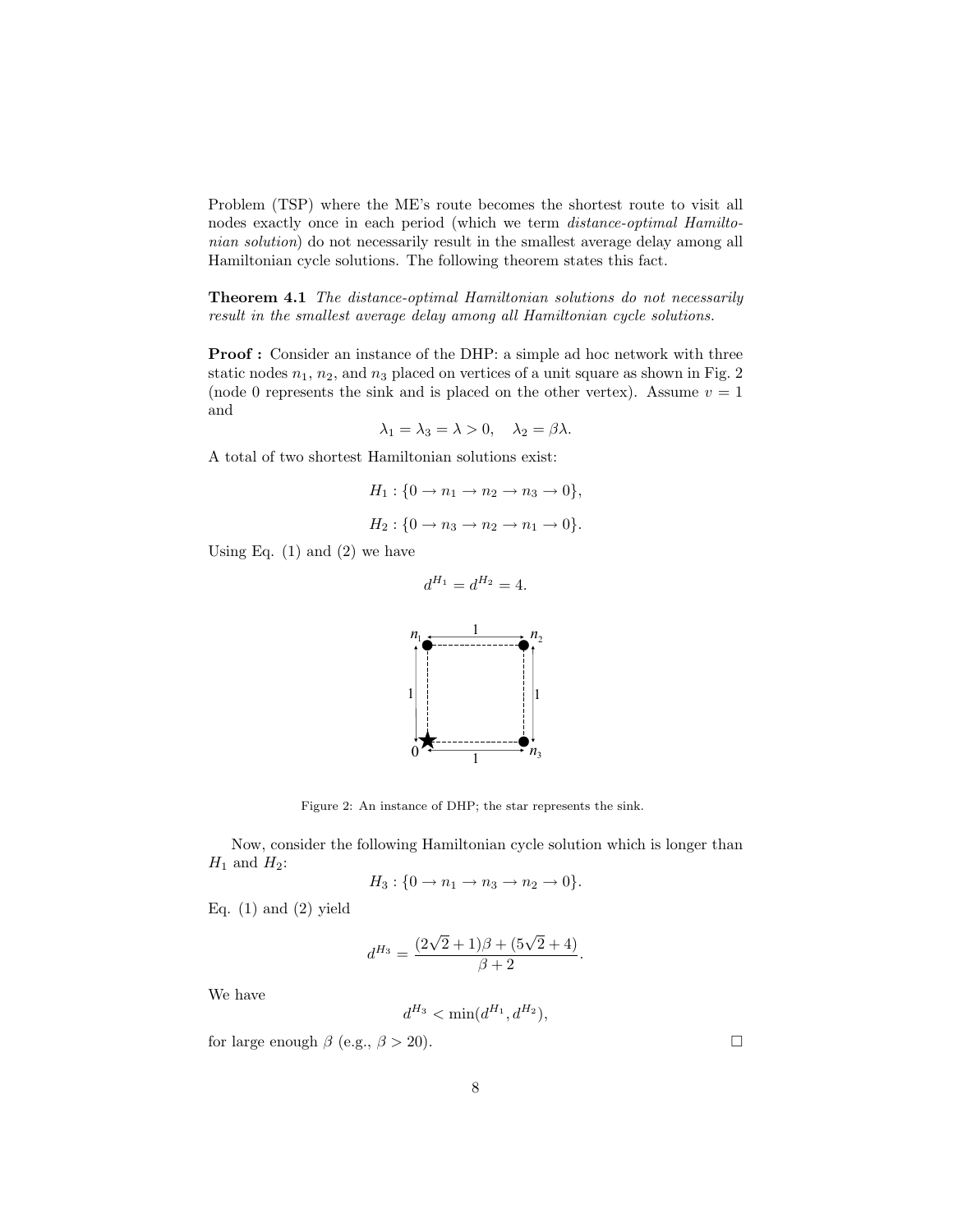Problem (TSP) where the ME's route becomes the shortest route to visit all nodes exactly once in each period (which we term *distance-optimal Hamiltonian solution*) do not necessarily result in the smallest average delay among all Hamiltonian cycle solutions. The following theorem states this fact.

**Theorem 4.1** *The distance-optimal Hamiltonian solutions do not necessarily result in the smallest average delay among all Hamiltonian cycle solutions.*

**Proof :** Consider an instance of the DHP: a simple ad hoc network with three static nodes $n_1$, $n_2$, and $n_3$ placed on vertices of a unit square as shown in Fig. 2 (node 0 represents the sink and is placed on the other vertex). Assume $v = 1$ and

$$\lambda_1 = \lambda_3 = \lambda > 0, \quad \lambda_2 = \beta\lambda.$$

A total of two shortest Hamiltonian solutions exist:

$$H_1 : \{0 \rightarrow n_1 \rightarrow n_2 \rightarrow n_3 \rightarrow 0\},$$

$$H_2 : \{0 \rightarrow n_3 \rightarrow n_2 \rightarrow n_1 \rightarrow 0\}.$$

Using Eq. (1) and (2) we have

$$d^{H_1} = d^{H_2} = 4.$$

Figure 2: An instance of DHP; the star represents the sink.

Now, consider the following Hamiltonian cycle solution which is longer than $H_1$ and $H_2$:

$$H_3 : \{0 \rightarrow n_1 \rightarrow n_3 \rightarrow n_2 \rightarrow 0\}.$$

Eq. (1) and (2) yield

$$d^{H_3} = \frac{(2\sqrt{2}+1)\beta + (5\sqrt{2}+4)}{\beta + 2}.$$

We have

$$d^{H_3} < \min(d^{H_1}, d^{H_2}),$$

for large enough $\beta$ (e.g., $\beta > 20$). □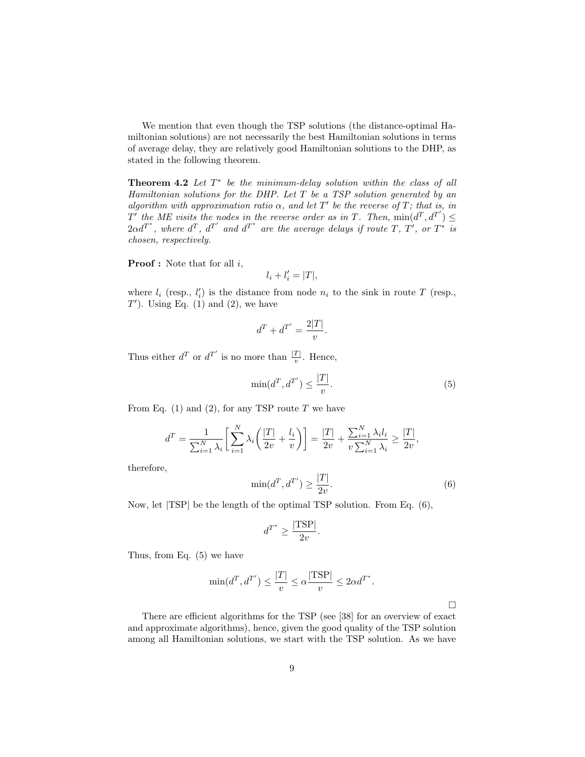We mention that even though the TSP solutions (the distance-optimal Hamiltonian solutions) are not necessarily the best Hamiltonian solutions in terms of average delay, they are relatively good Hamiltonian solutions to the DHP, as stated in the following theorem.

**Theorem 4.2** *Let $T^*$ be the minimum-delay solution within the class of all Hamiltonian solutions for the DHP. Let $T$ be a TSP solution generated by an algorithm with approximation ratio $\alpha$, and let $T'$ be the reverse of $T$; that is, in $T'$ the ME visits the nodes in the reverse order as in $T$. Then, $\min(d^T, d^{T'}) \leq 2\alpha d^{T^*}$, where $d^T$, $d^{T'}$ and $d^{T^*}$ are the average delays if route $T$, $T'$, or $T^*$ is chosen, respectively.*

**Proof :** Note that for all $i$,

$$l_i + l'_i = |T|,$$

where $l_i$ (resp., $l'_i$) is the distance from node $n_i$ to the sink in route $T$ (resp., $T'$). Using Eq. (1) and (2), we have

$$d^T + d^{T'} = \frac{2|T|}{v}.$$

Thus either $d^T$ or $d^{T'}$ is no more than $\frac{|T|}{v}$. Hence,

$$\min(d^T, d^{T'}) \leq \frac{|T|}{v}. \tag{5}$$

From Eq. (1) and (2), for any TSP route $T$ we have

$$d^T = \frac{1}{\sum_{i=1}^{N} \lambda_i} \left[ \sum_{i=1}^{N} \lambda_i \left( \frac{|T|}{2v} + \frac{l_i}{v} \right) \right] = \frac{|T|}{2v} + \frac{\sum_{i=1}^{N} \lambda_i l_i}{v \sum_{i=1}^{N} \lambda_i} \geq \frac{|T|}{2v},$$

therefore,

$$\min(d^T, d^{T'}) \geq \frac{|T|}{2v}. \tag{6}$$

Now, let $|\text{TSP}|$ be the length of the optimal TSP solution. From Eq. (6),

$$d^{T^*} \geq \frac{|\text{TSP}|}{2v}.$$

Thus, from Eq. (5) we have

$$\min(d^T, d^{T'}) \leq \frac{|T|}{v} \leq \alpha \frac{|\text{TSP}|}{v} \leq 2\alpha d^{T^*}.$$

□

There are efficient algorithms for the TSP (see [38] for an overview of exact and approximate algorithms), hence, given the good quality of the TSP solution among all Hamiltonian solutions, we start with the TSP solution. As we have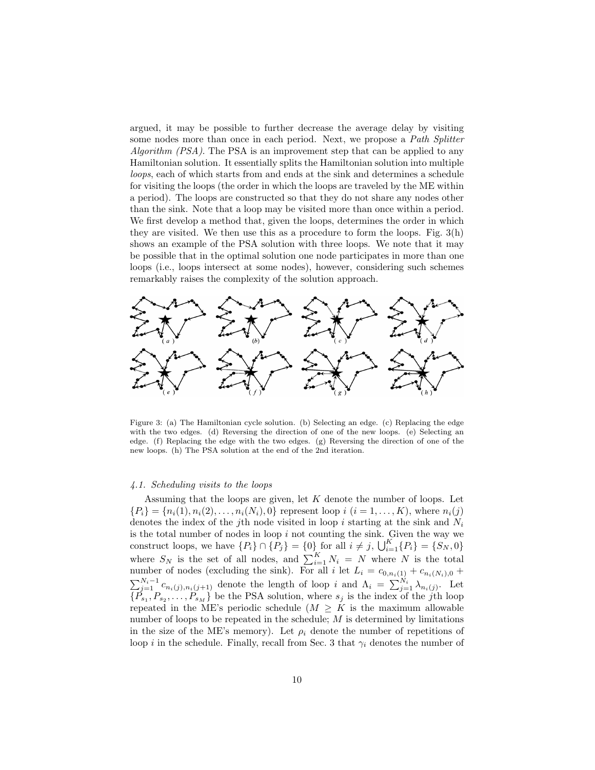argued, it may be possible to further decrease the average delay by visiting some nodes more than once in each period. Next, we propose a *Path Splitter Algorithm (PSA)*. The PSA is an improvement step that can be applied to any Hamiltonian solution. It essentially splits the Hamiltonian solution into multiple *loops*, each of which starts from and ends at the sink and determines a schedule for visiting the loops (the order in which the loops are traveled by the ME within a period). The loops are constructed so that they do not share any nodes other than the sink. Note that a loop may be visited more than once within a period. We first develop a method that, given the loops, determines the order in which they are visited. We then use this as a procedure to form the loops. Fig. 3(h) shows an example of the PSA solution with three loops. We note that it may be possible that in the optimal solution one node participates in more than one loops (i.e., loops intersect at some nodes), however, considering such schemes remarkably raises the complexity of the solution approach.

Figure 3: (a) The Hamiltonian cycle solution. (b) Selecting an edge. (c) Replacing the edge with the two edges. (d) Reversing the direction of one of the new loops. (e) Selecting an edge. (f) Replacing the edge with the two edges. (g) Reversing the direction of one of the new loops. (h) The PSA solution at the end of the 2nd iteration.

### 4.1. Scheduling visits to the loops

Assuming that the loops are given, let $K$ denote the number of loops. Let $\{P_i\} = \{n_i(1), n_i(2), \ldots, n_i(N_i), 0\}$ represent loop $i$ ($i = 1, \ldots, K$), where $n_i(j)$ denotes the index of the $j$th node visited in loop $i$ starting at the sink and $N_i$ is the total number of nodes in loop $i$ not counting the sink. Given the way we construct loops, we have $\{P_i\} \cap \{P_j\} = \{0\}$ for all $i \neq j$, $\bigcup_{i=1}^{K}\{P_i\} = \{S_N, 0\}$ where $S_N$ is the set of all nodes, and $\sum_{i=1}^{K} N_i = N$ where $N$ is the total number of nodes (excluding the sink). For all $i$ let $L_i = c_{0,n_i(1)} + c_{n_i(N_i),0} + \sum_{j=1}^{N_i-1} c_{n_i(j),n_i(j+1)}$ denote the length of loop $i$ and $\Lambda_i = \sum_{j=1}^{N_i} \lambda_{n_i(j)}$. Let $\{P_{s_1}, P_{s_2}, \ldots, P_{s_M}\}$ be the PSA solution, where $s_j$ is the index of the $j$th loop repeated in the ME's periodic schedule ($M \geq K$ is the maximum allowable number of loops to be repeated in the schedule; $M$ is determined by limitations in the size of the ME's memory). Let $\rho_i$ denote the number of repetitions of loop $i$ in the schedule. Finally, recall from Sec. 3 that $\gamma_i$ denotes the number of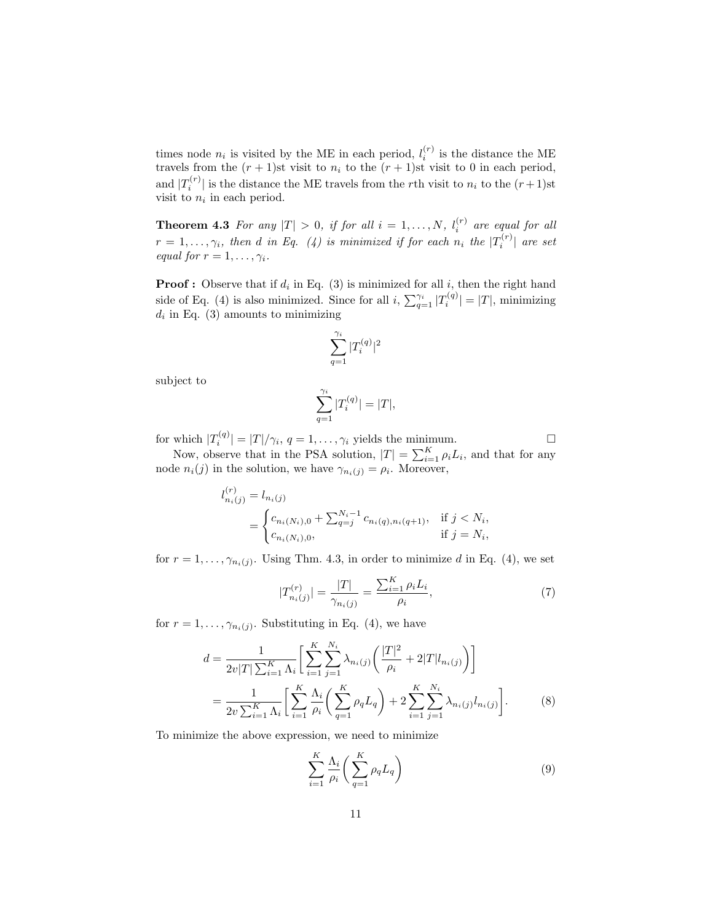times node $n_i$ is visited by the ME in each period, $l_i^{(r)}$ is the distance the ME travels from the $(r+1)$st visit to $n_i$ to the $(r+1)$st visit to 0 in each period, and $|T_i^{(r)}|$ is the distance the ME travels from the $r$th visit to $n_i$ to the $(r+1)$st visit to $n_i$ in each period.

**Theorem 4.3** *For any $|T| > 0$, if for all $i = 1, \ldots, N$, $l_i^{(r)}$ are equal for all $r = 1, \ldots, \gamma_i$, then $d$ in Eq. (4) is minimized if for each $n_i$ the $|T_i^{(r)}|$ are set equal for $r = 1, \ldots, \gamma_i$.*

**Proof :** Observe that if $d_i$ in Eq. (3) is minimized for all $i$, then the right hand side of Eq. (4) is also minimized. Since for all $i$, $\sum_{q=1}^{\gamma_i} |T_i^{(q)}| = |T|$, minimizing $d_i$ in Eq. (3) amounts to minimizing

$$\sum_{q=1}^{\gamma_i} |T_i^{(q)}|^2$$

subject to

$$\sum_{q=1}^{\gamma_i} |T_i^{(q)}| = |T|,$$

for which $|T_i^{(q)}| = |T|/\gamma_i$, $q = 1, \ldots, \gamma_i$ yields the minimum. □

Now, observe that in the PSA solution, $|T| = \sum_{i=1}^{K} \rho_i L_i$, and that for any node $n_i(j)$ in the solution, we have $\gamma_{n_i(j)} = \rho_i$. Moreover,

$$\begin{aligned} l_{n_i(j)}^{(r)} &= l_{n_i(j)} \\ &= \begin{cases} c_{n_i(N_i),0} + \sum_{q=j}^{N_i-1} c_{n_i(q),n_i(q+1)}, & \text{if } j < N_i, \\ c_{n_i(N_i),0}, & \text{if } j = N_i, \end{cases} \end{aligned}$$

for $r = 1, \ldots, \gamma_{n_i(j)}$. Using Thm. 4.3, in order to minimize $d$ in Eq. (4), we set

$$|T_{n_i(j)}^{(r)}| = \frac{|T|}{\gamma_{n_i(j)}} = \frac{\sum_{i=1}^{K} \rho_i L_i}{\rho_i}, \tag{7}$$

for $r = 1, \ldots, \gamma_{n_i(j)}$. Substituting in Eq. (4), we have

$$\begin{aligned} d &= \frac{1}{2v|T| \sum_{i=1}^{K} \Lambda_i} \Bigg[ \sum_{i=1}^{K} \sum_{j=1}^{N_i} \lambda_{n_i(j)} \bigg( \frac{|T|^2}{\rho_i} + 2|T| l_{n_i(j)} \bigg) \Bigg] \\ &= \frac{1}{2v \sum_{i=1}^{K} \Lambda_i} \Bigg[ \sum_{i=1}^{K} \frac{\Lambda_i}{\rho_i} \bigg( \sum_{q=1}^{K} \rho_q L_q \bigg) + 2 \sum_{i=1}^{K} \sum_{j=1}^{N_i} \lambda_{n_i(j)} l_{n_i(j)} \Bigg]. \end{aligned} \tag{8}$$

To minimize the above expression, we need to minimize

$$\sum_{i=1}^{K} \frac{\Lambda_i}{\rho_i} \bigg( \sum_{q=1}^{K} \rho_q L_q \bigg) \tag{9}$$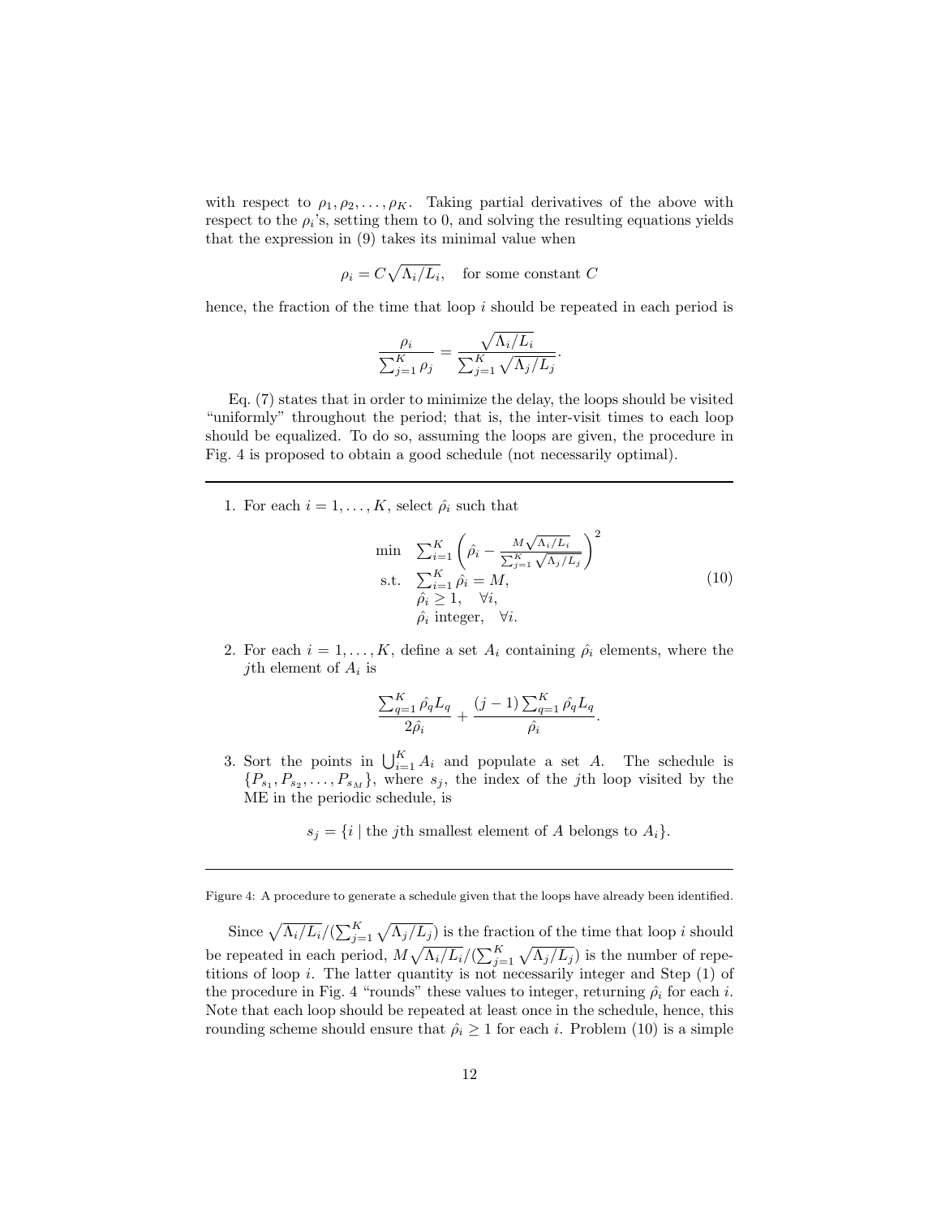with respect to $\rho_1, \rho_2, \ldots, \rho_K$. Taking partial derivatives of the above with respect to the $\rho_i$'s, setting them to 0, and solving the resulting equations yields that the expression in (9) takes its minimal value when

$$\rho_i = C\sqrt{\Lambda_i/L_i}, \quad \text{for some constant } C$$

hence, the fraction of the time that loop $i$ should be repeated in each period is

$$\frac{\rho_i}{\sum_{j=1}^{K}\rho_j} = \frac{\sqrt{\Lambda_i/L_i}}{\sum_{j=1}^{K}\sqrt{\Lambda_j/L_j}}.$$

Eq. (7) states that in order to minimize the delay, the loops should be visited "uniformly" throughout the period; that is, the inter-visit times to each loop should be equalized. To do so, assuming the loops are given, the procedure in Fig. 4 is proposed to obtain a good schedule (not necessarily optimal).

---

1. For each $i = 1, \ldots, K$, select $\hat{\rho}_i$ such that

$$\begin{array}{ll} \min & \sum_{i=1}^{K}\left(\hat{\rho}_i - \frac{M\sqrt{\Lambda_i/L_i}}{\sum_{j=1}^{K}\sqrt{\Lambda_j/L_j}}\right)^2 \\ \text{s.t.} & \sum_{i=1}^{K}\hat{\rho}_i = M, \\ & \hat{\rho}_i \geq 1, \quad \forall i, \\ & \hat{\rho}_i \text{ integer}, \quad \forall i. \end{array} \tag{10}$$

2. For each $i = 1, \ldots, K$, define a set $A_i$ containing $\hat{\rho}_i$ elements, where the $j$th element of $A_i$ is

$$\frac{\sum_{q=1}^{K}\hat{\rho}_q L_q}{2\hat{\rho}_i} + \frac{(j-1)\sum_{q=1}^{K}\hat{\rho}_q L_q}{\hat{\rho}_i}.$$

3. Sort the points in $\bigcup_{i=1}^{K} A_i$ and populate a set $A$. The schedule is $\{P_{s_1}, P_{s_2}, \ldots, P_{s_M}\}$, where $s_j$, the index of the $j$th loop visited by the ME in the periodic schedule, is

$$s_j = \{i \mid \text{the } j\text{th smallest element of } A \text{ belongs to } A_i\}.$$

---

Figure 4: A procedure to generate a schedule given that the loops have already been identified.

Since $\sqrt{\Lambda_i/L_i}/(\sum_{j=1}^{K}\sqrt{\Lambda_j/L_j})$ is the fraction of the time that loop $i$ should be repeated in each period, $M\sqrt{\Lambda_i/L_i}/(\sum_{j=1}^{K}\sqrt{\Lambda_j/L_j})$ is the number of repetitions of loop $i$. The latter quantity is not necessarily integer and Step (1) of the procedure in Fig. 4 "rounds" these values to integer, returning $\hat{\rho}_i$ for each $i$. Note that each loop should be repeated at least once in the schedule, hence, this rounding scheme should ensure that $\hat{\rho}_i \geq 1$ for each $i$. Problem (10) is a simple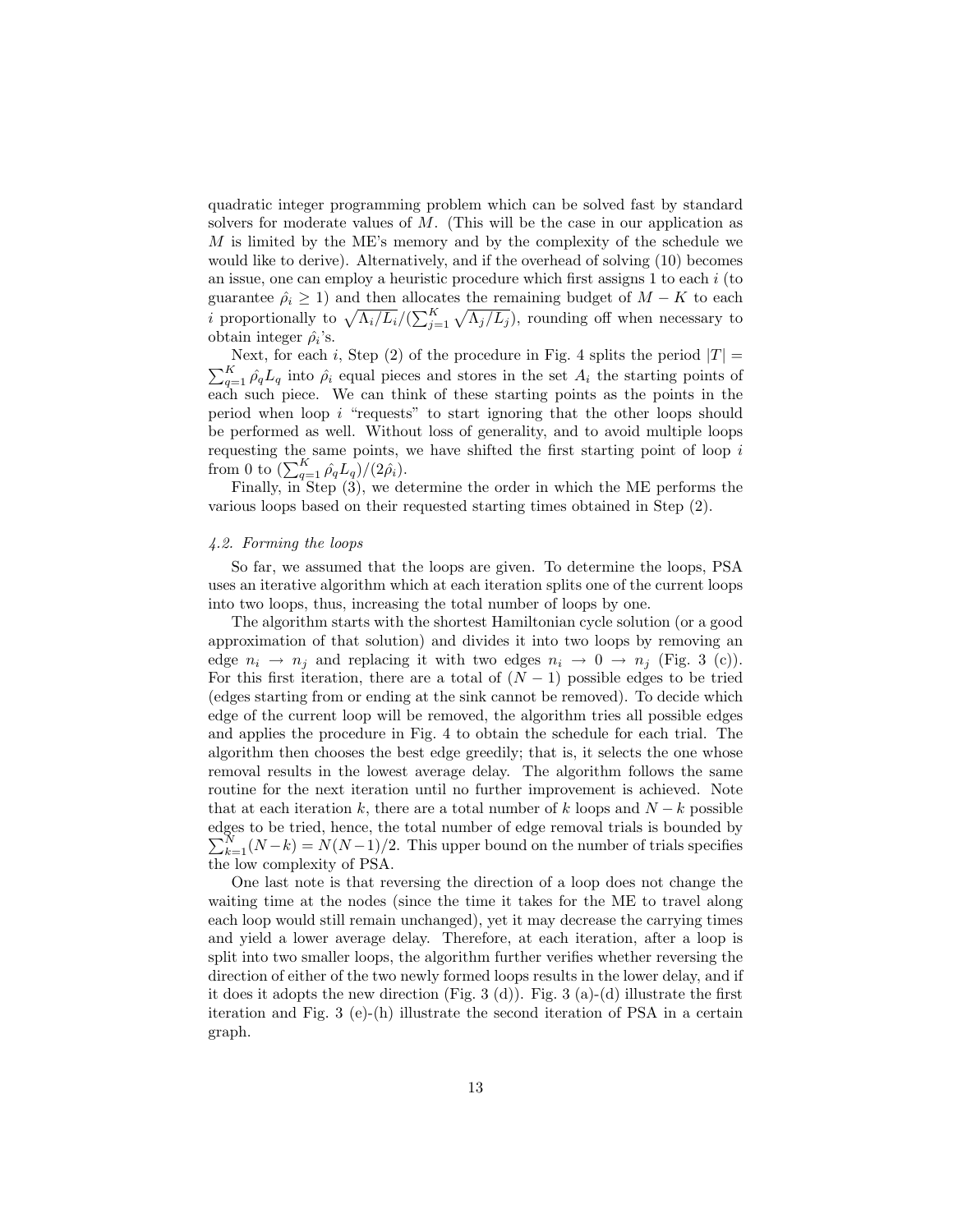quadratic integer programming problem which can be solved fast by standard solvers for moderate values of $M$. (This will be the case in our application as $M$ is limited by the ME's memory and by the complexity of the schedule we would like to derive). Alternatively, and if the overhead of solving (10) becomes an issue, one can employ a heuristic procedure which first assigns 1 to each $i$ (to guarantee $\hat{\rho}_i \geq 1$) and then allocates the remaining budget of $M - K$ to each $i$ proportionally to $\sqrt{\Lambda_i/L_i}/(\sum_{j=1}^{K}\sqrt{\Lambda_j/L_j})$, rounding off when necessary to obtain integer $\hat{\rho}_i$'s.

Next, for each $i$, Step (2) of the procedure in Fig. 4 splits the period $|T| = \sum_{q=1}^{K}\hat{\rho}_q L_q$ into $\hat{\rho}_i$ equal pieces and stores in the set $A_i$ the starting points of each such piece. We can think of these starting points as the points in the period when loop $i$ "requests" to start ignoring that the other loops should be performed as well. Without loss of generality, and to avoid multiple loops requesting the same points, we have shifted the first starting point of loop $i$ from 0 to $(\sum_{q=1}^{K}\hat{\rho}_q L_q)/(2\hat{\rho}_i)$.

Finally, in Step (3), we determine the order in which the ME performs the various loops based on their requested starting times obtained in Step (2).

### *4.2. Forming the loops*

So far, we assumed that the loops are given. To determine the loops, PSA uses an iterative algorithm which at each iteration splits one of the current loops into two loops, thus, increasing the total number of loops by one.

The algorithm starts with the shortest Hamiltonian cycle solution (or a good approximation of that solution) and divides it into two loops by removing an edge $n_i \rightarrow n_j$ and replacing it with two edges $n_i \rightarrow 0 \rightarrow n_j$ (Fig. 3 (c)). For this first iteration, there are a total of $(N-1)$ possible edges to be tried (edges starting from or ending at the sink cannot be removed). To decide which edge of the current loop will be removed, the algorithm tries all possible edges and applies the procedure in Fig. 4 to obtain the schedule for each trial. The algorithm then chooses the best edge greedily; that is, it selects the one whose removal results in the lowest average delay. The algorithm follows the same routine for the next iteration until no further improvement is achieved. Note that at each iteration $k$, there are a total number of $k$ loops and $N-k$ possible edges to be tried, hence, the total number of edge removal trials is bounded by $\sum_{k=1}^{N}(N-k) = N(N-1)/2$. This upper bound on the number of trials specifies the low complexity of PSA.

One last note is that reversing the direction of a loop does not change the waiting time at the nodes (since the time it takes for the ME to travel along each loop would still remain unchanged), yet it may decrease the carrying times and yield a lower average delay. Therefore, at each iteration, after a loop is split into two smaller loops, the algorithm further verifies whether reversing the direction of either of the two newly formed loops results in the lower delay, and if it does it adopts the new direction (Fig. 3 (d)). Fig. 3 (a)-(d) illustrate the first iteration and Fig. 3 (e)-(h) illustrate the second iteration of PSA in a certain graph.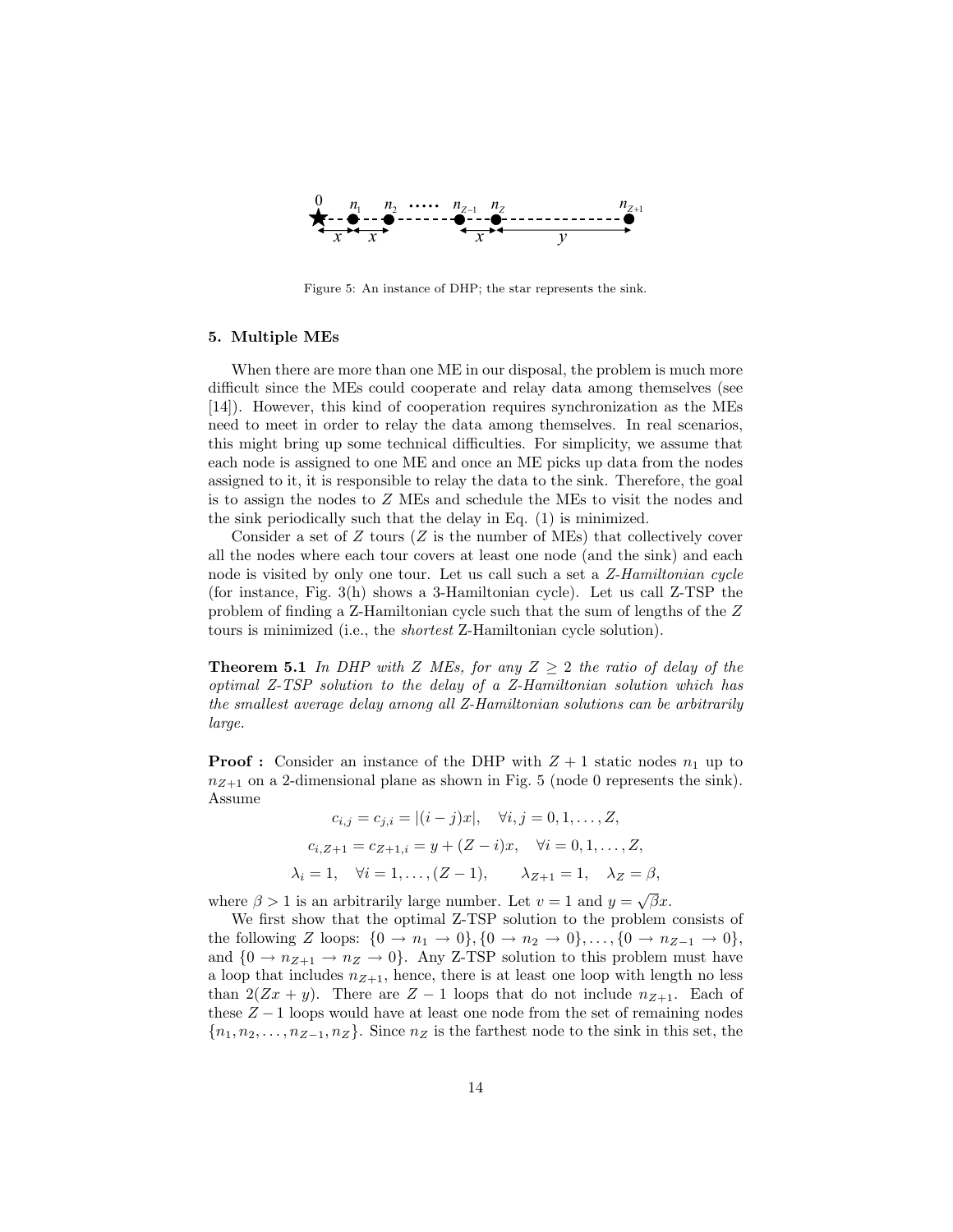Figure 5: An instance of DHP; the star represents the sink.

## 5. Multiple MEs

When there are more than one ME in our disposal, the problem is much more difficult since the MEs could cooperate and relay data among themselves (see [14]). However, this kind of cooperation requires synchronization as the MEs need to meet in order to relay the data among themselves. In real scenarios, this might bring up some technical difficulties. For simplicity, we assume that each node is assigned to one ME and once an ME picks up data from the nodes assigned to it, it is responsible to relay the data to the sink. Therefore, the goal is to assign the nodes to $Z$ MEs and schedule the MEs to visit the nodes and the sink periodically such that the delay in Eq. (1) is minimized.

Consider a set of $Z$ tours ($Z$ is the number of MEs) that collectively cover all the nodes where each tour covers at least one node (and the sink) and each node is visited by only one tour. Let us call such a set a *Z-Hamiltonian cycle* (for instance, Fig. 3(h) shows a 3-Hamiltonian cycle). Let us call Z-TSP the problem of finding a Z-Hamiltonian cycle such that the sum of lengths of the $Z$ tours is minimized (i.e., the *shortest* Z-Hamiltonian cycle solution).

**Theorem 5.1** *In DHP with $Z$ MEs, for any $Z \geq 2$ the ratio of delay of the optimal Z-TSP solution to the delay of a Z-Hamiltonian solution which has the smallest average delay among all Z-Hamiltonian solutions can be arbitrarily large.*

**Proof :** Consider an instance of the DHP with $Z+1$ static nodes $n_1$ up to $n_{Z+1}$ on a 2-dimensional plane as shown in Fig. 5 (node 0 represents the sink). Assume

$$c_{i,j} = c_{j,i} = |(i-j)x|, \quad \forall i, j = 0, 1, \ldots, Z,$$

$$c_{i,Z+1} = c_{Z+1,i} = y + (Z-i)x, \quad \forall i = 0, 1, \ldots, Z,$$

$$\lambda_i = 1, \quad \forall i = 1, \ldots, (Z-1), \qquad \lambda_{Z+1} = 1, \quad \lambda_Z = \beta,$$

where $\beta > 1$ is an arbitrarily large number. Let $v = 1$ and $y = \sqrt{\beta}x$.

We first show that the optimal Z-TSP solution to the problem consists of the following $Z$ loops: $\{0 \to n_1 \to 0\}, \{0 \to n_2 \to 0\}, \ldots, \{0 \to n_{Z-1} \to 0\}$, and $\{0 \to n_{Z+1} \to n_Z \to 0\}$. Any Z-TSP solution to this problem must have a loop that includes $n_{Z+1}$, hence, there is at least one loop with length no less than $2(Zx + y)$. There are $Z-1$ loops that do not include $n_{Z+1}$. Each of these $Z-1$ loops would have at least one node from the set of remaining nodes $\{n_1, n_2, \ldots, n_{Z-1}, n_Z\}$. Since $n_Z$ is the farthest node to the sink in this set, the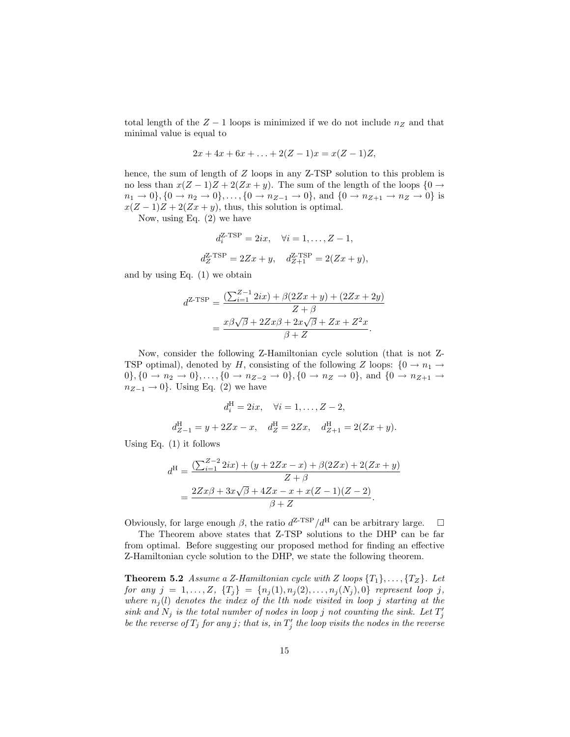total length of the $Z-1$ loops is minimized if we do not include $n_Z$ and that minimal value is equal to

$$2x + 4x + 6x + \ldots + 2(Z-1)x = x(Z-1)Z,$$

hence, the sum of length of $Z$ loops in any Z-TSP solution to this problem is no less than $x(Z-1)Z + 2(Zx+y)$. The sum of the length of the loops $\{0 \rightarrow n_1 \rightarrow 0\}, \{0 \rightarrow n_2 \rightarrow 0\}, \ldots, \{0 \rightarrow n_{Z-1} \rightarrow 0\}$, and $\{0 \rightarrow n_{Z+1} \rightarrow n_Z \rightarrow 0\}$ is $x(Z-1)Z + 2(Zx+y)$, thus, this solution is optimal.

Now, using Eq. (2) we have

$$d_i^{\text{Z-TSP}} = 2ix, \quad \forall i = 1, \ldots, Z-1,$$

$$d_Z^{\text{Z-TSP}} = 2Zx + y, \quad d_{Z+1}^{\text{Z-TSP}} = 2(Zx+y),$$

and by using Eq. (1) we obtain

$$\begin{aligned} d^{\text{Z-TSP}} &= \frac{(\sum_{i=1}^{Z-1} 2ix) + \beta(2Zx+y) + (2Zx+2y)}{Z+\beta} \\ &= \frac{x\beta\sqrt{\beta} + 2Zx\beta + 2x\sqrt{\beta} + Zx + Z^2x}{\beta+Z}. \end{aligned}$$

Now, consider the following Z-Hamiltonian cycle solution (that is not Z-TSP optimal), denoted by $H$, consisting of the following $Z$ loops: $\{0 \rightarrow n_1 \rightarrow 0\}, \{0 \rightarrow n_2 \rightarrow 0\}, \ldots, \{0 \rightarrow n_{Z-2} \rightarrow 0\}, \{0 \rightarrow n_Z \rightarrow 0\}$, and $\{0 \rightarrow n_{Z+1} \rightarrow n_{Z-1} \rightarrow 0\}$. Using Eq. (2) we have

$$d_i^{\text{H}} = 2ix, \quad \forall i = 1, \ldots, Z-2,$$

$$d_{Z-1}^{\text{H}} = y + 2Zx - x, \quad d_Z^{\text{H}} = 2Zx, \quad d_{Z+1}^{\text{H}} = 2(Zx+y).$$

Using Eq. (1) it follows

$$\begin{aligned} d^{\text{H}} &= \frac{(\sum_{i=1}^{Z-2} 2ix) + (y + 2Zx - x) + \beta(2Zx) + 2(Zx+y)}{Z+\beta} \\ &= \frac{2Zx\beta + 3x\sqrt{\beta} + 4Zx - x + x(Z-1)(Z-2)}{\beta+Z}. \end{aligned}$$

Obviously, for large enough $\beta$, the ratio $d^{\text{Z-TSP}}/d^{\text{H}}$ can be arbitrary large. $\square$

The Theorem above states that Z-TSP solutions to the DHP can be far from optimal. Before suggesting our proposed method for finding an effective Z-Hamiltonian cycle solution to the DHP, we state the following theorem.

**Theorem 5.2** *Assume a Z-Hamiltonian cycle with $Z$ loops $\{T_1\}, \ldots, \{T_Z\}$. Let for any $j = 1, \ldots, Z$, $\{T_j\} = \{n_j(1), n_j(2), \ldots, n_j(N_j), 0\}$ represent loop $j$, where $n_j(l)$ denotes the index of the $l$th node visited in loop $j$ starting at the sink and $N_j$ is the total number of nodes in loop $j$ not counting the sink. Let $T_j'$ be the reverse of $T_j$ for any $j$; that is, in $T_j'$ the loop visits the nodes in the reverse*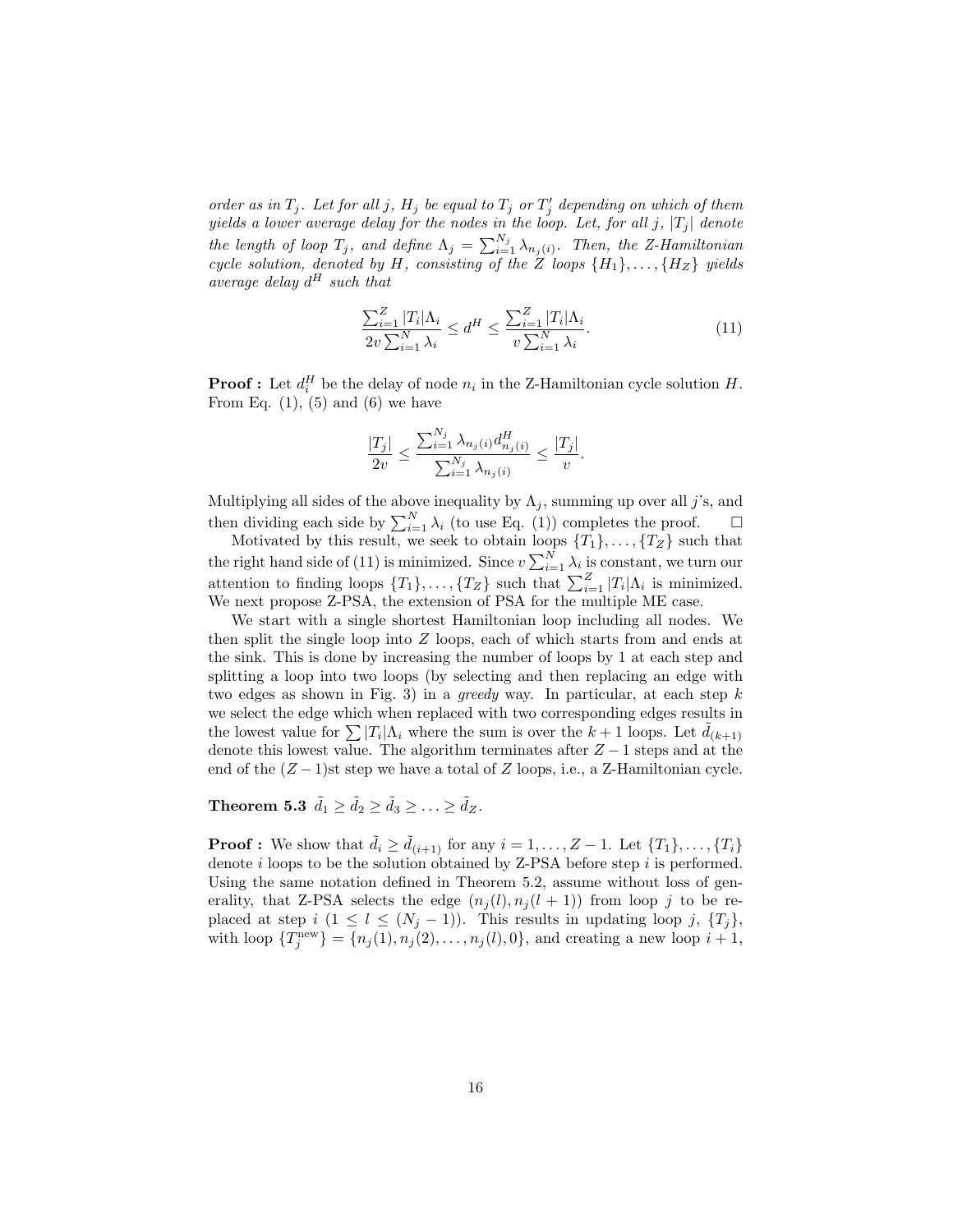*order as in $T_j$. Let for all $j$, $H_j$ be equal to $T_j$ or $T'_j$ depending on which of them yields a lower average delay for the nodes in the loop. Let, for all $j$, $|T_j|$ denote the length of loop $T_j$, and define $\Lambda_j = \sum_{i=1}^{N_j} \lambda_{n_j(i)}$. Then, the Z-Hamiltonian cycle solution, denoted by $H$, consisting of the $Z$ loops $\{H_1\}, \ldots, \{H_Z\}$ yields average delay $d^H$ such that*

$$\frac{\sum_{i=1}^{Z} |T_i| \Lambda_i}{2v \sum_{i=1}^{N} \lambda_i} \leq d^H \leq \frac{\sum_{i=1}^{Z} |T_i| \Lambda_i}{v \sum_{i=1}^{N} \lambda_i}. \tag{11}$$

**Proof :** Let $d_i^H$ be the delay of node $n_i$ in the Z-Hamiltonian cycle solution $H$. From Eq. (1), (5) and (6) we have

$$\frac{|T_j|}{2v} \leq \frac{\sum_{i=1}^{N_j} \lambda_{n_j(i)} d^H_{n_j(i)}}{\sum_{i=1}^{N_j} \lambda_{n_j(i)}} \leq \frac{|T_j|}{v}.$$

Multiplying all sides of the above inequality by $\Lambda_j$, summing up over all $j$'s, and then dividing each side by $\sum_{i=1}^{N} \lambda_i$ (to use Eq. (1)) completes the proof. □

Motivated by this result, we seek to obtain loops $\{T_1\}, \ldots, \{T_Z\}$ such that the right hand side of (11) is minimized. Since $v \sum_{i=1}^{N} \lambda_i$ is constant, we turn our attention to finding loops $\{T_1\}, \ldots, \{T_Z\}$ such that $\sum_{i=1}^{Z} |T_i| \Lambda_i$ is minimized. We next propose Z-PSA, the extension of PSA for the multiple ME case.

We start with a single shortest Hamiltonian loop including all nodes. We then split the single loop into $Z$ loops, each of which starts from and ends at the sink. This is done by increasing the number of loops by 1 at each step and splitting a loop into two loops (by selecting and then replacing an edge with two edges as shown in Fig. 3) in a *greedy* way. In particular, at each step $k$ we select the edge which when replaced with two corresponding edges results in the lowest value for $\sum |T_i| \Lambda_i$ where the sum is over the $k+1$ loops. Let $\tilde{d}_{(k+1)}$ denote this lowest value. The algorithm terminates after $Z-1$ steps and at the end of the $(Z-1)$st step we have a total of $Z$ loops, i.e., a Z-Hamiltonian cycle.

**Theorem 5.3** $\tilde{d}_1 \geq \tilde{d}_2 \geq \tilde{d}_3 \geq \ldots \geq \tilde{d}_Z$.

**Proof :** We show that $\tilde{d}_i \geq \tilde{d}_{(i+1)}$ for any $i = 1, \ldots, Z-1$. Let $\{T_1\}, \ldots, \{T_i\}$ denote $i$ loops to be the solution obtained by Z-PSA before step $i$ is performed. Using the same notation defined in Theorem 5.2, assume without loss of generality, that Z-PSA selects the edge $(n_j(l), n_j(l+1))$ from loop $j$ to be replaced at step $i$ $(1 \leq l \leq (N_j - 1))$. This results in updating loop $j$, $\{T_j\}$, with loop $\{T_j^{\text{new}}\} = \{n_j(1), n_j(2), \ldots, n_j(l), 0\}$, and creating a new loop $i+1$,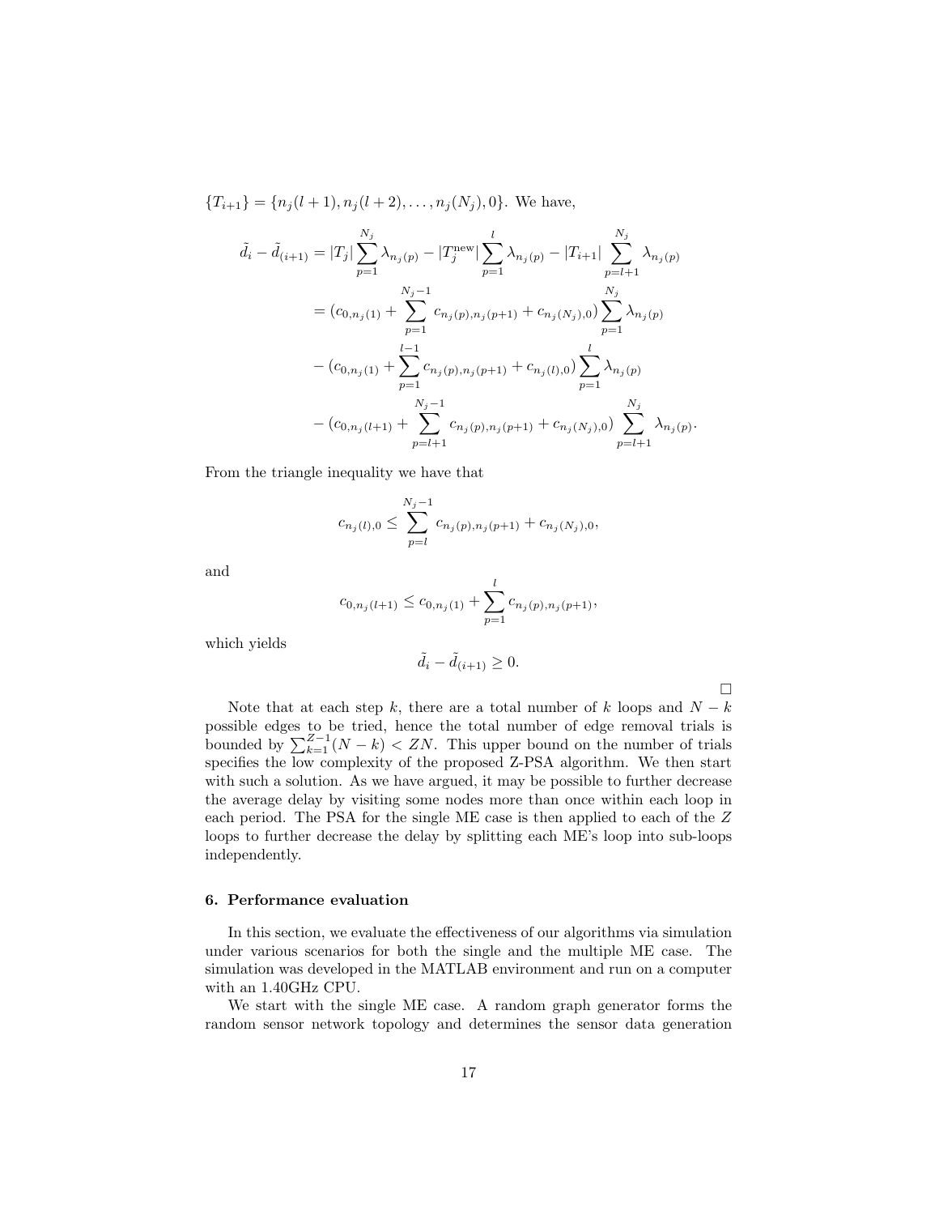$\{T_{i+1}\} = \{n_j(l+1), n_j(l+2), \ldots, n_j(N_j), 0\}$. We have,

$$
\begin{aligned}
\tilde{d}_i - \tilde{d}_{(i+1)} &= |T_j| \sum_{p=1}^{N_j} \lambda_{n_j(p)} - |T_j^{\text{new}}| \sum_{p=1}^{l} \lambda_{n_j(p)} - |T_{i+1}| \sum_{p=l+1}^{N_j} \lambda_{n_j(p)} \\
&= (c_{0,n_j(1)} + \sum_{p=1}^{N_j-1} c_{n_j(p),n_j(p+1)} + c_{n_j(N_j),0}) \sum_{p=1}^{N_j} \lambda_{n_j(p)} \\
&\quad - (c_{0,n_j(1)} + \sum_{p=1}^{l-1} c_{n_j(p),n_j(p+1)} + c_{n_j(l),0}) \sum_{p=1}^{l} \lambda_{n_j(p)} \\
&\quad - (c_{0,n_j(l+1)} + \sum_{p=l+1}^{N_j-1} c_{n_j(p),n_j(p+1)} + c_{n_j(N_j),0}) \sum_{p=l+1}^{N_j} \lambda_{n_j(p)}.
\end{aligned}
$$

From the triangle inequality we have that

$$
c_{n_j(l),0} \leq \sum_{p=l}^{N_j-1} c_{n_j(p),n_j(p+1)} + c_{n_j(N_j),0},
$$

and

$$
c_{0,n_j(l+1)} \leq c_{0,n_j(1)} + \sum_{p=1}^{l} c_{n_j(p),n_j(p+1)},
$$

which yields

$$
\tilde{d}_i - \tilde{d}_{(i+1)} \geq 0.
$$

□

Note that at each step $k$, there are a total number of $k$ loops and $N - k$ possible edges to be tried, hence the total number of edge removal trials is bounded by $\sum_{k=1}^{Z-1}(N-k) < ZN$. This upper bound on the number of trials specifies the low complexity of the proposed Z-PSA algorithm. We then start with such a solution. As we have argued, it may be possible to further decrease the average delay by visiting some nodes more than once within each loop in each period. The PSA for the single ME case is then applied to each of the $Z$ loops to further decrease the delay by splitting each ME's loop into sub-loops independently.

## 6. Performance evaluation

In this section, we evaluate the effectiveness of our algorithms via simulation under various scenarios for both the single and the multiple ME case. The simulation was developed in the MATLAB environment and run on a computer with an 1.40GHz CPU.

We start with the single ME case. A random graph generator forms the random sensor network topology and determines the sensor data generation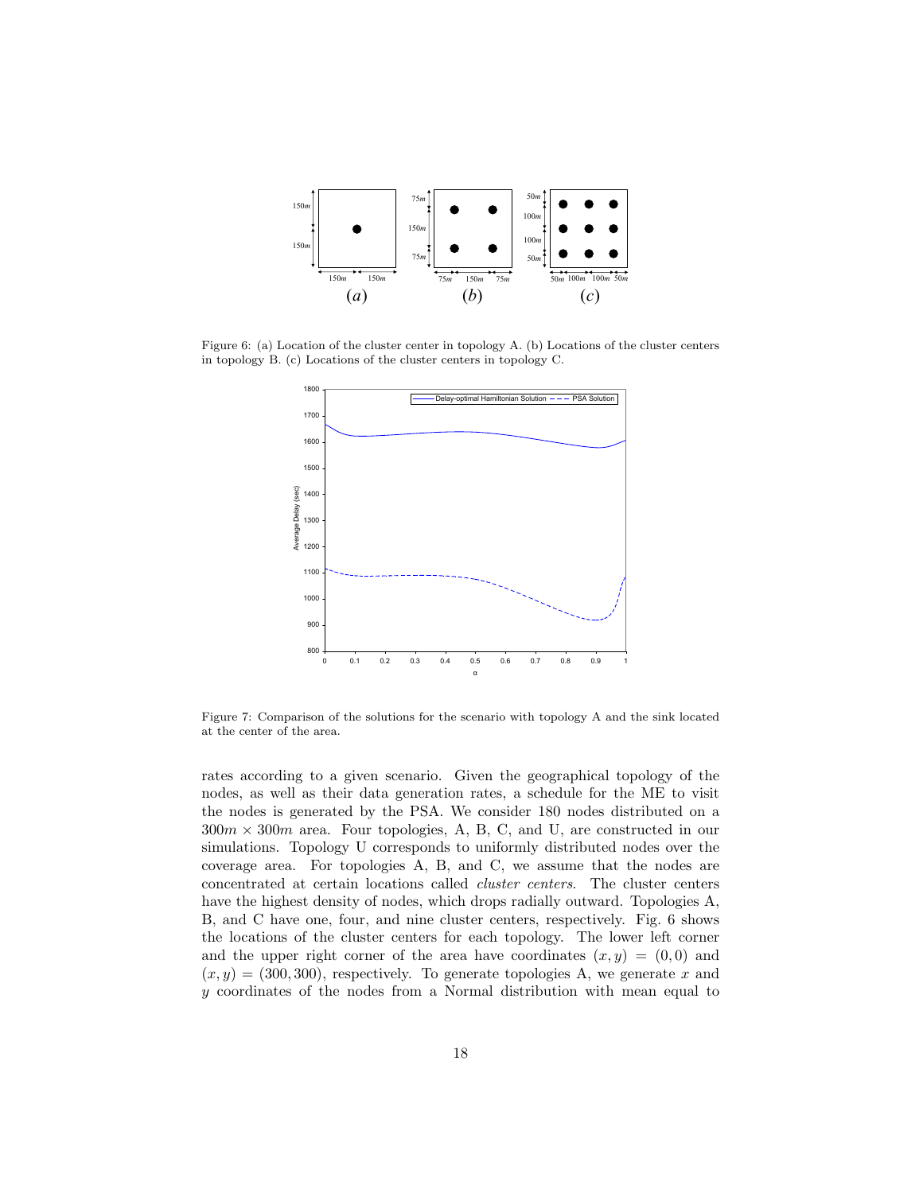Figure 6: (a) Location of the cluster center in topology A. (b) Locations of the cluster centers in topology B. (c) Locations of the cluster centers in topology C.

Figure 7: Comparison of the solutions for the scenario with topology A and the sink located at the center of the area.

rates according to a given scenario. Given the geographical topology of the nodes, as well as their data generation rates, a schedule for the ME to visit the nodes is generated by the PSA. We consider 180 nodes distributed on a $300m \times 300m$ area. Four topologies, A, B, C, and U, are constructed in our simulations. Topology U corresponds to uniformly distributed nodes over the coverage area. For topologies A, B, and C, we assume that the nodes are concentrated at certain locations called *cluster centers*. The cluster centers have the highest density of nodes, which drops radially outward. Topologies A, B, and C have one, four, and nine cluster centers, respectively. Fig. 6 shows the locations of the cluster centers for each topology. The lower left corner and the upper right corner of the area have coordinates $(x, y) = (0, 0)$ and $(x, y) = (300, 300)$, respectively. To generate topologies A, we generate $x$ and $y$ coordinates of the nodes from a Normal distribution with mean equal to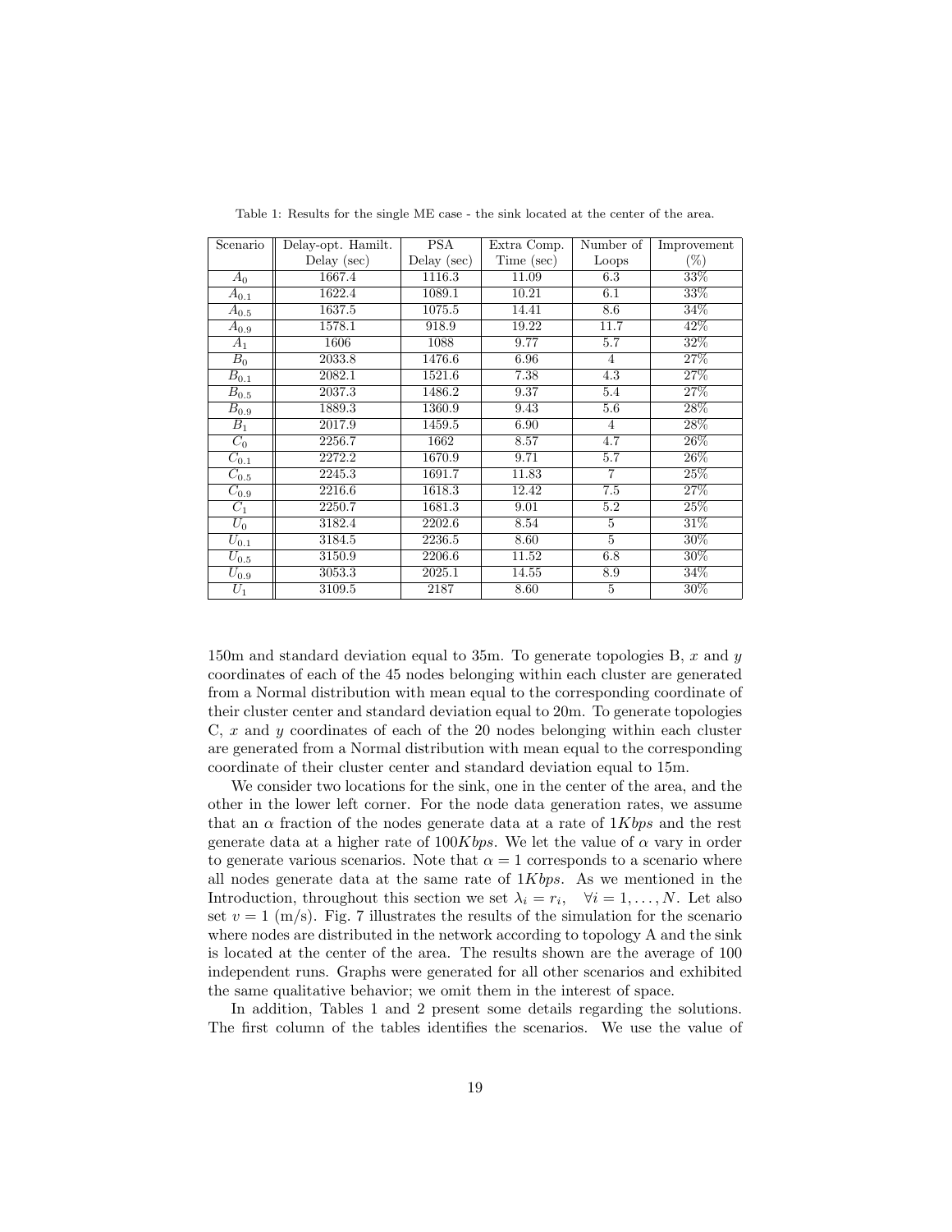Table 1: Results for the single ME case - the sink located at the center of the area.

| Scenario | Delay-opt. Hamilt. Delay (sec) | PSA Delay (sec) | Extra Comp. Time (sec) | Number of Loops | Improvement (%) |
|---|---|---|---|---|---|
| $A_0$ | 1667.4 | 1116.3 | 11.09 | 6.3 | 33% |
| $A_{0.1}$ | 1622.4 | 1089.1 | 10.21 | 6.1 | 33% |
| $A_{0.5}$ | 1637.5 | 1075.5 | 14.41 | 8.6 | 34% |
| $A_{0.9}$ | 1578.1 | 918.9 | 19.22 | 11.7 | 42% |
| $A_1$ | 1606 | 1088 | 9.77 | 5.7 | 32% |
| $B_0$ | 2033.8 | 1476.6 | 6.96 | 4 | 27% |
| $B_{0.1}$ | 2082.1 | 1521.6 | 7.38 | 4.3 | 27% |
| $B_{0.5}$ | 2037.3 | 1486.2 | 9.37 | 5.4 | 27% |
| $B_{0.9}$ | 1889.3 | 1360.9 | 9.43 | 5.6 | 28% |
| $B_1$ | 2017.9 | 1459.5 | 6.90 | 4 | 28% |
| $C_0$ | 2256.7 | 1662 | 8.57 | 4.7 | 26% |
| $C_{0.1}$ | 2272.2 | 1670.9 | 9.71 | 5.7 | 26% |
| $C_{0.5}$ | 2245.3 | 1691.7 | 11.83 | 7 | 25% |
| $C_{0.9}$ | 2216.6 | 1618.3 | 12.42 | 7.5 | 27% |
| $C_1$ | 2250.7 | 1681.3 | 9.01 | 5.2 | 25% |
| $U_0$ | 3182.4 | 2202.6 | 8.54 | 5 | 31% |
| $U_{0.1}$ | 3184.5 | 2236.5 | 8.60 | 5 | 30% |
| $U_{0.5}$ | 3150.9 | 2206.6 | 11.52 | 6.8 | 30% |
| $U_{0.9}$ | 3053.3 | 2025.1 | 14.55 | 8.9 | 34% |
| $U_1$ | 3109.5 | 2187 | 8.60 | 5 | 30% |

150m and standard deviation equal to 35m. To generate topologies B, $x$ and $y$ coordinates of each of the 45 nodes belonging within each cluster are generated from a Normal distribution with mean equal to the corresponding coordinate of their cluster center and standard deviation equal to 20m. To generate topologies C, $x$ and $y$ coordinates of each of the 20 nodes belonging within each cluster are generated from a Normal distribution with mean equal to the corresponding coordinate of their cluster center and standard deviation equal to 15m.

We consider two locations for the sink, one in the center of the area, and the other in the lower left corner. For the node data generation rates, we assume that an $\alpha$ fraction of the nodes generate data at a rate of $1Kbps$ and the rest generate data at a higher rate of $100Kbps$. We let the value of $\alpha$ vary in order to generate various scenarios. Note that $\alpha = 1$ corresponds to a scenario where all nodes generate data at the same rate of $1Kbps$. As we mentioned in the Introduction, throughout this section we set $\lambda_i = r_i, \quad \forall i = 1, \ldots, N$. Let also set $v = 1$ (m/s). Fig. 7 illustrates the results of the simulation for the scenario where nodes are distributed in the network according to topology A and the sink is located at the center of the area. The results shown are the average of 100 independent runs. Graphs were generated for all other scenarios and exhibited the same qualitative behavior; we omit them in the interest of space.

In addition, Tables 1 and 2 present some details regarding the solutions. The first column of the tables identifies the scenarios. We use the value of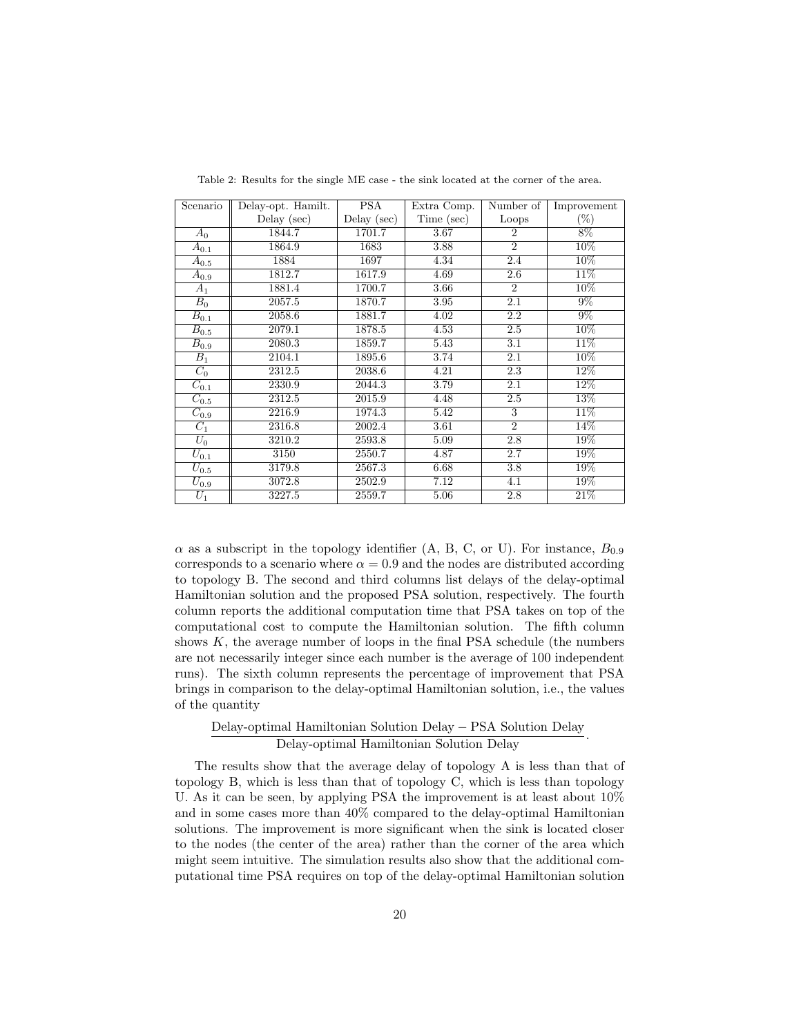Table 2: Results for the single ME case - the sink located at the corner of the area.

| Scenario | Delay-opt. Hamilt. Delay (sec) | PSA Delay (sec) | Extra Comp. Time (sec) | Number of Loops | Improvement (%) |
|---|---|---|---|---|---|
| $A_0$ | 1844.7 | 1701.7 | 3.67 | 2 | 8% |
| $A_{0.1}$ | 1864.9 | 1683 | 3.88 | 2 | 10% |
| $A_{0.5}$ | 1884 | 1697 | 4.34 | 2.4 | 10% |
| $A_{0.9}$ | 1812.7 | 1617.9 | 4.69 | 2.6 | 11% |
| $A_1$ | 1881.4 | 1700.7 | 3.66 | 2 | 10% |
| $B_0$ | 2057.5 | 1870.7 | 3.95 | 2.1 | 9% |
| $B_{0.1}$ | 2058.6 | 1881.7 | 4.02 | 2.2 | 9% |
| $B_{0.5}$ | 2079.1 | 1878.5 | 4.53 | 2.5 | 10% |
| $B_{0.9}$ | 2080.3 | 1859.7 | 5.43 | 3.1 | 11% |
| $B_1$ | 2104.1 | 1895.6 | 3.74 | 2.1 | 10% |
| $C_0$ | 2312.5 | 2038.6 | 4.21 | 2.3 | 12% |
| $C_{0.1}$ | 2330.9 | 2044.3 | 3.79 | 2.1 | 12% |
| $C_{0.5}$ | 2312.5 | 2015.9 | 4.48 | 2.5 | 13% |
| $C_{0.9}$ | 2216.9 | 1974.3 | 5.42 | 3 | 11% |
| $C_1$ | 2316.8 | 2002.4 | 3.61 | 2 | 14% |
| $U_0$ | 3210.2 | 2593.8 | 5.09 | 2.8 | 19% |
| $U_{0.1}$ | 3150 | 2550.7 | 4.87 | 2.7 | 19% |
| $U_{0.5}$ | 3179.8 | 2567.3 | 6.68 | 3.8 | 19% |
| $U_{0.9}$ | 3072.8 | 2502.9 | 7.12 | 4.1 | 19% |
| $U_1$ | 3227.5 | 2559.7 | 5.06 | 2.8 | 21% |

$\alpha$ as a subscript in the topology identifier (A, B, C, or U). For instance, $B_{0.9}$ corresponds to a scenario where $\alpha = 0.9$ and the nodes are distributed according to topology B. The second and third columns list delays of the delay-optimal Hamiltonian solution and the proposed PSA solution, respectively. The fourth column reports the additional computation time that PSA takes on top of the computational cost to compute the Hamiltonian solution. The fifth column shows $K$, the average number of loops in the final PSA schedule (the numbers are not necessarily integer since each number is the average of 100 independent runs). The sixth column represents the percentage of improvement that PSA brings in comparison to the delay-optimal Hamiltonian solution, i.e., the values of the quantity

$$\frac{\text{Delay-optimal Hamiltonian Solution Delay} - \text{PSA Solution Delay}}{\text{Delay-optimal Hamiltonian Solution Delay}}.$$

The results show that the average delay of topology A is less than that of topology B, which is less than that of topology C, which is less than topology U. As it can be seen, by applying PSA the improvement is at least about 10% and in some cases more than 40% compared to the delay-optimal Hamiltonian solutions. The improvement is more significant when the sink is located closer to the nodes (the center of the area) rather than the corner of the area which might seem intuitive. The simulation results also show that the additional computational time PSA requires on top of the delay-optimal Hamiltonian solution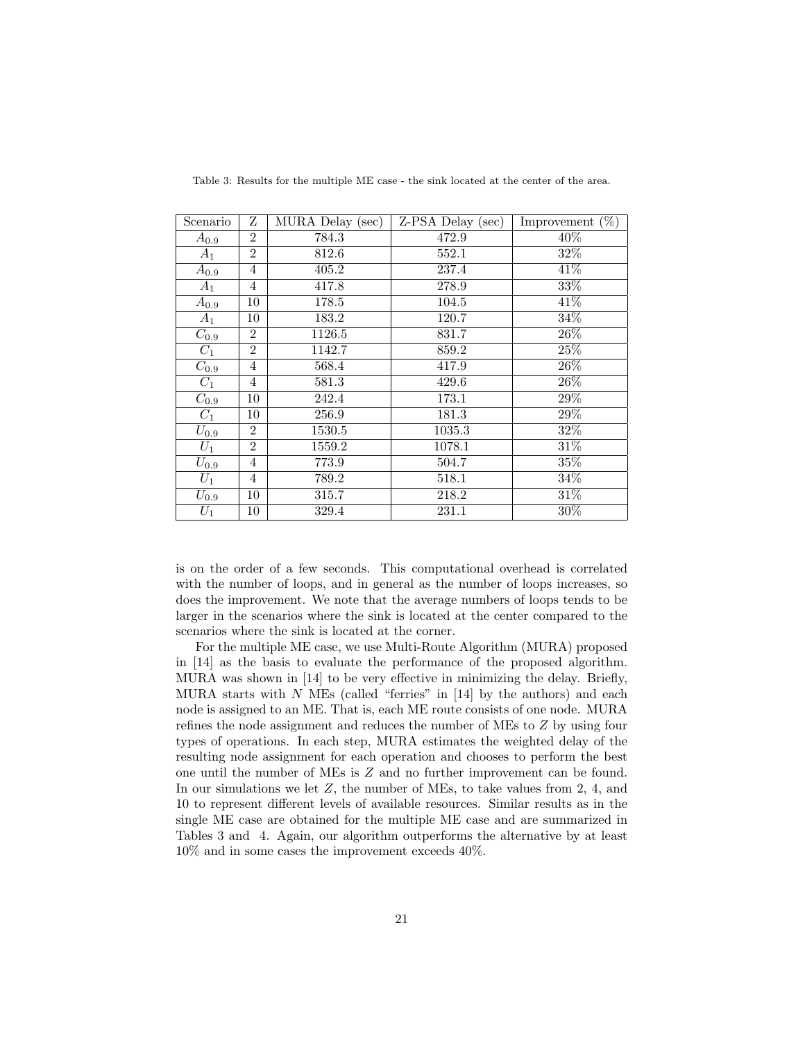Table 3: Results for the multiple ME case - the sink located at the center of the area.

| Scenario | Z | MURA Delay (sec) | Z-PSA Delay (sec) | Improvement (%) |
|---|---|---|---|---|
| $A_{0.9}$ | 2 | 784.3 | 472.9 | 40% |
| $A_1$ | 2 | 812.6 | 552.1 | 32% |
| $A_{0.9}$ | 4 | 405.2 | 237.4 | 41% |
| $A_1$ | 4 | 417.8 | 278.9 | 33% |
| $A_{0.9}$ | 10 | 178.5 | 104.5 | 41% |
| $A_1$ | 10 | 183.2 | 120.7 | 34% |
| $C_{0.9}$ | 2 | 1126.5 | 831.7 | 26% |
| $C_1$ | 2 | 1142.7 | 859.2 | 25% |
| $C_{0.9}$ | 4 | 568.4 | 417.9 | 26% |
| $C_1$ | 4 | 581.3 | 429.6 | 26% |
| $C_{0.9}$ | 10 | 242.4 | 173.1 | 29% |
| $C_1$ | 10 | 256.9 | 181.3 | 29% |
| $U_{0.9}$ | 2 | 1530.5 | 1035.3 | 32% |
| $U_1$ | 2 | 1559.2 | 1078.1 | 31% |
| $U_{0.9}$ | 4 | 773.9 | 504.7 | 35% |
| $U_1$ | 4 | 789.2 | 518.1 | 34% |
| $U_{0.9}$ | 10 | 315.7 | 218.2 | 31% |
| $U_1$ | 10 | 329.4 | 231.1 | 30% |

is on the order of a few seconds. This computational overhead is correlated with the number of loops, and in general as the number of loops increases, so does the improvement. We note that the average numbers of loops tends to be larger in the scenarios where the sink is located at the center compared to the scenarios where the sink is located at the corner.

For the multiple ME case, we use Multi-Route Algorithm (MURA) proposed in [14] as the basis to evaluate the performance of the proposed algorithm. MURA was shown in [14] to be very effective in minimizing the delay. Briefly, MURA starts with $N$ MEs (called "ferries" in [14] by the authors) and each node is assigned to an ME. That is, each ME route consists of one node. MURA refines the node assignment and reduces the number of MEs to $Z$ by using four types of operations. In each step, MURA estimates the weighted delay of the resulting node assignment for each operation and chooses to perform the best one until the number of MEs is $Z$ and no further improvement can be found. In our simulations we let $Z$, the number of MEs, to take values from 2, 4, and 10 to represent different levels of available resources. Similar results as in the single ME case are obtained for the multiple ME case and are summarized in Tables 3 and 4. Again, our algorithm outperforms the alternative by at least 10% and in some cases the improvement exceeds 40%.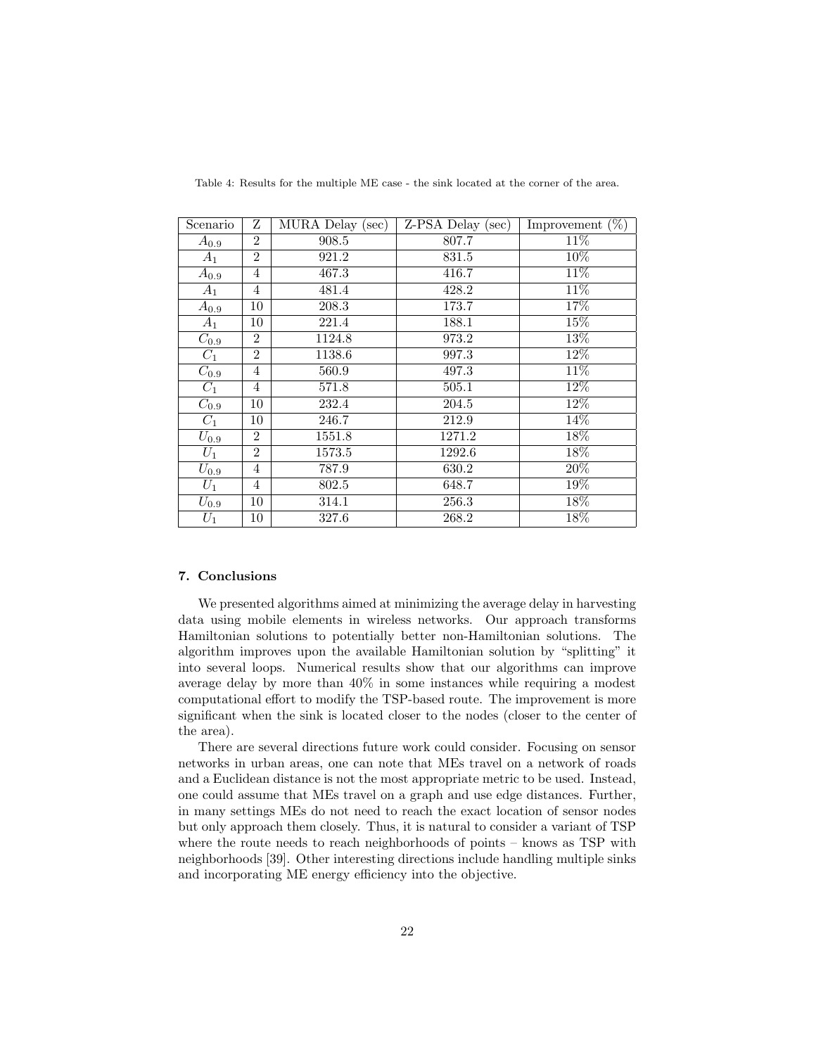Table 4: Results for the multiple ME case - the sink located at the corner of the area.

| Scenario | Z | MURA Delay (sec) | Z-PSA Delay (sec) | Improvement (%) |
|---|---|---|---|---|
| $A_{0.9}$ | 2 | 908.5 | 807.7 | 11% |
| $A_1$ | 2 | 921.2 | 831.5 | 10% |
| $A_{0.9}$ | 4 | 467.3 | 416.7 | 11% |
| $A_1$ | 4 | 481.4 | 428.2 | 11% |
| $A_{0.9}$ | 10 | 208.3 | 173.7 | 17% |
| $A_1$ | 10 | 221.4 | 188.1 | 15% |
| $C_{0.9}$ | 2 | 1124.8 | 973.2 | 13% |
| $C_1$ | 2 | 1138.6 | 997.3 | 12% |
| $C_{0.9}$ | 4 | 560.9 | 497.3 | 11% |
| $C_1$ | 4 | 571.8 | 505.1 | 12% |
| $C_{0.9}$ | 10 | 232.4 | 204.5 | 12% |
| $C_1$ | 10 | 246.7 | 212.9 | 14% |
| $U_{0.9}$ | 2 | 1551.8 | 1271.2 | 18% |
| $U_1$ | 2 | 1573.5 | 1292.6 | 18% |
| $U_{0.9}$ | 4 | 787.9 | 630.2 | 20% |
| $U_1$ | 4 | 802.5 | 648.7 | 19% |
| $U_{0.9}$ | 10 | 314.1 | 256.3 | 18% |
| $U_1$ | 10 | 327.6 | 268.2 | 18% |

## 7. Conclusions

We presented algorithms aimed at minimizing the average delay in harvesting data using mobile elements in wireless networks. Our approach transforms Hamiltonian solutions to potentially better non-Hamiltonian solutions. The algorithm improves upon the available Hamiltonian solution by "splitting" it into several loops. Numerical results show that our algorithms can improve average delay by more than 40% in some instances while requiring a modest computational effort to modify the TSP-based route. The improvement is more significant when the sink is located closer to the nodes (closer to the center of the area).

There are several directions future work could consider. Focusing on sensor networks in urban areas, one can note that MEs travel on a network of roads and a Euclidean distance is not the most appropriate metric to be used. Instead, one could assume that MEs travel on a graph and use edge distances. Further, in many settings MEs do not need to reach the exact location of sensor nodes but only approach them closely. Thus, it is natural to consider a variant of TSP where the route needs to reach neighborhoods of points – knows as TSP with neighborhoods [39]. Other interesting directions include handling multiple sinks and incorporating ME energy efficiency into the objective.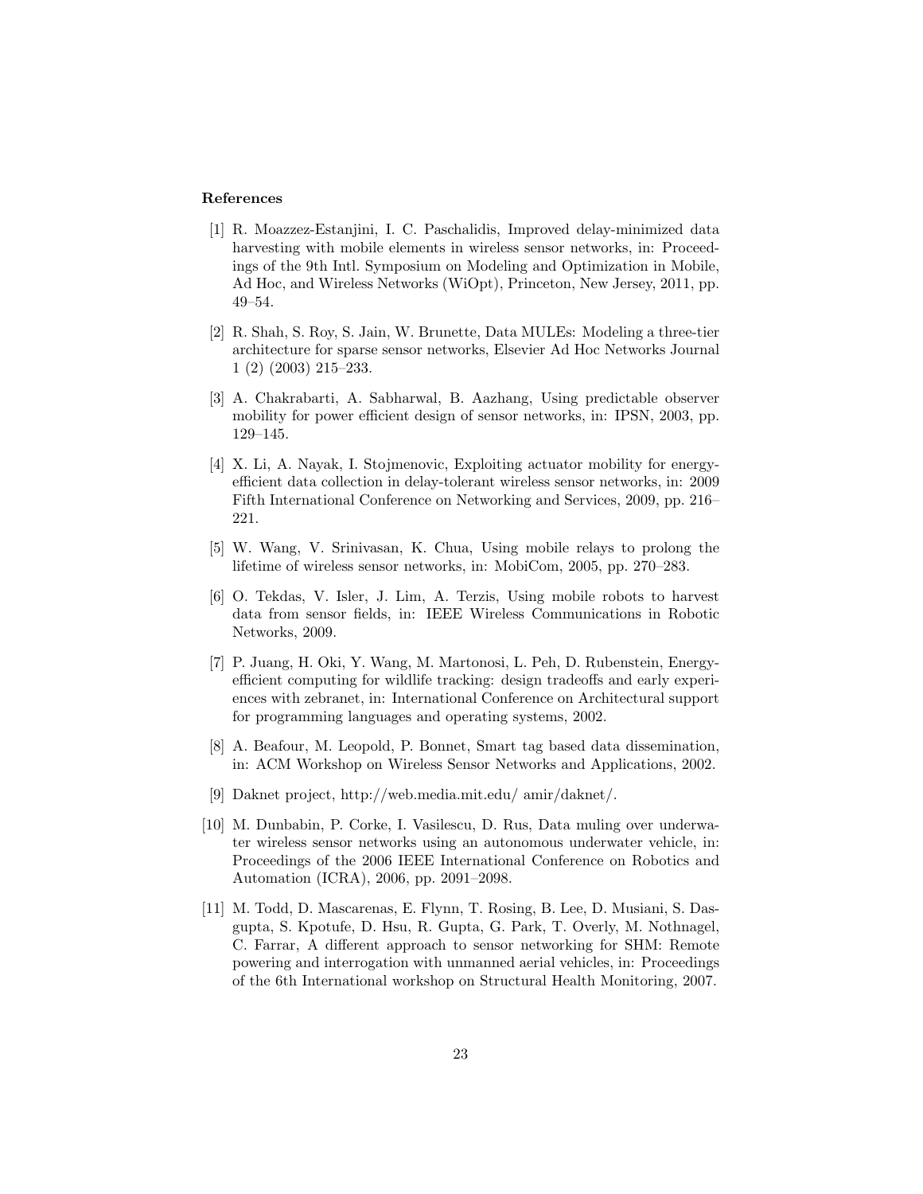### References

[1] R. Moazzez-Estanjini, I. C. Paschalidis, Improved delay-minimized data harvesting with mobile elements in wireless sensor networks, in: Proceedings of the 9th Intl. Symposium on Modeling and Optimization in Mobile, Ad Hoc, and Wireless Networks (WiOpt), Princeton, New Jersey, 2011, pp. 49–54.

[2] R. Shah, S. Roy, S. Jain, W. Brunette, Data MULEs: Modeling a three-tier architecture for sparse sensor networks, Elsevier Ad Hoc Networks Journal 1 (2) (2003) 215–233.

[3] A. Chakrabarti, A. Sabharwal, B. Aazhang, Using predictable observer mobility for power efficient design of sensor networks, in: IPSN, 2003, pp. 129–145.

[4] X. Li, A. Nayak, I. Stojmenovic, Exploiting actuator mobility for energy-efficient data collection in delay-tolerant wireless sensor networks, in: 2009 Fifth International Conference on Networking and Services, 2009, pp. 216–221.

[5] W. Wang, V. Srinivasan, K. Chua, Using mobile relays to prolong the lifetime of wireless sensor networks, in: MobiCom, 2005, pp. 270–283.

[6] O. Tekdas, V. Isler, J. Lim, A. Terzis, Using mobile robots to harvest data from sensor fields, in: IEEE Wireless Communications in Robotic Networks, 2009.

[7] P. Juang, H. Oki, Y. Wang, M. Martonosi, L. Peh, D. Rubenstein, Energy-efficient computing for wildlife tracking: design tradeoffs and early experiences with zebranet, in: International Conference on Architectural support for programming languages and operating systems, 2002.

[8] A. Beafour, M. Leopold, P. Bonnet, Smart tag based data dissemination, in: ACM Workshop on Wireless Sensor Networks and Applications, 2002.

[9] Daknet project, http://web.media.mit.edu/ amir/daknet/.

[10] M. Dunbabin, P. Corke, I. Vasilescu, D. Rus, Data muling over underwater wireless sensor networks using an autonomous underwater vehicle, in: Proceedings of the 2006 IEEE International Conference on Robotics and Automation (ICRA), 2006, pp. 2091–2098.

[11] M. Todd, D. Mascarenas, E. Flynn, T. Rosing, B. Lee, D. Musiani, S. Dasgupta, S. Kpotufe, D. Hsu, R. Gupta, G. Park, T. Overly, M. Nothnagel, C. Farrar, A different approach to sensor networking for SHM: Remote powering and interrogation with unmanned aerial vehicles, in: Proceedings of the 6th International workshop on Structural Health Monitoring, 2007.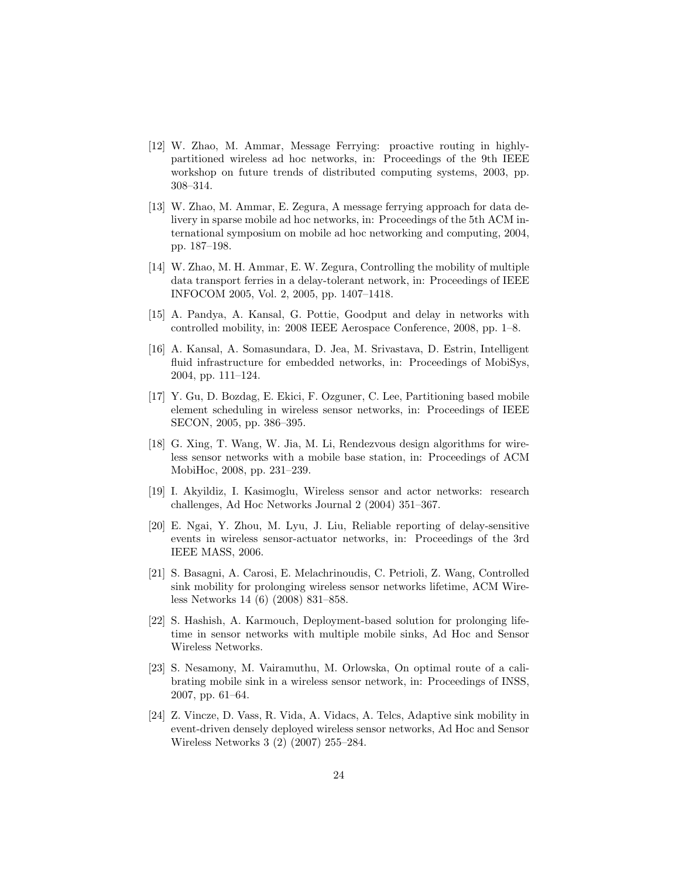[12] W. Zhao, M. Ammar, Message Ferrying: proactive routing in highly-partitioned wireless ad hoc networks, in: Proceedings of the 9th IEEE workshop on future trends of distributed computing systems, 2003, pp. 308–314.

[13] W. Zhao, M. Ammar, E. Zegura, A message ferrying approach for data delivery in sparse mobile ad hoc networks, in: Proceedings of the 5th ACM international symposium on mobile ad hoc networking and computing, 2004, pp. 187–198.

[14] W. Zhao, M. H. Ammar, E. W. Zegura, Controlling the mobility of multiple data transport ferries in a delay-tolerant network, in: Proceedings of IEEE INFOCOM 2005, Vol. 2, 2005, pp. 1407–1418.

[15] A. Pandya, A. Kansal, G. Pottie, Goodput and delay in networks with controlled mobility, in: 2008 IEEE Aerospace Conference, 2008, pp. 1–8.

[16] A. Kansal, A. Somasundara, D. Jea, M. Srivastava, D. Estrin, Intelligent fluid infrastructure for embedded networks, in: Proceedings of MobiSys, 2004, pp. 111–124.

[17] Y. Gu, D. Bozdag, E. Ekici, F. Ozguner, C. Lee, Partitioning based mobile element scheduling in wireless sensor networks, in: Proceedings of IEEE SECON, 2005, pp. 386–395.

[18] G. Xing, T. Wang, W. Jia, M. Li, Rendezvous design algorithms for wireless sensor networks with a mobile base station, in: Proceedings of ACM MobiHoc, 2008, pp. 231–239.

[19] I. Akyildiz, I. Kasimoglu, Wireless sensor and actor networks: research challenges, Ad Hoc Networks Journal 2 (2004) 351–367.

[20] E. Ngai, Y. Zhou, M. Lyu, J. Liu, Reliable reporting of delay-sensitive events in wireless sensor-actuator networks, in: Proceedings of the 3rd IEEE MASS, 2006.

[21] S. Basagni, A. Carosi, E. Melachrinoudis, C. Petrioli, Z. Wang, Controlled sink mobility for prolonging wireless sensor networks lifetime, ACM Wireless Networks 14 (6) (2008) 831–858.

[22] S. Hashish, A. Karmouch, Deployment-based solution for prolonging lifetime in sensor networks with multiple mobile sinks, Ad Hoc and Sensor Wireless Networks.

[23] S. Nesamony, M. Vairamuthu, M. Orlowska, On optimal route of a calibrating mobile sink in a wireless sensor network, in: Proceedings of INSS, 2007, pp. 61–64.

[24] Z. Vincze, D. Vass, R. Vida, A. Vidacs, A. Telcs, Adaptive sink mobility in event-driven densely deployed wireless sensor networks, Ad Hoc and Sensor Wireless Networks 3 (2) (2007) 255–284.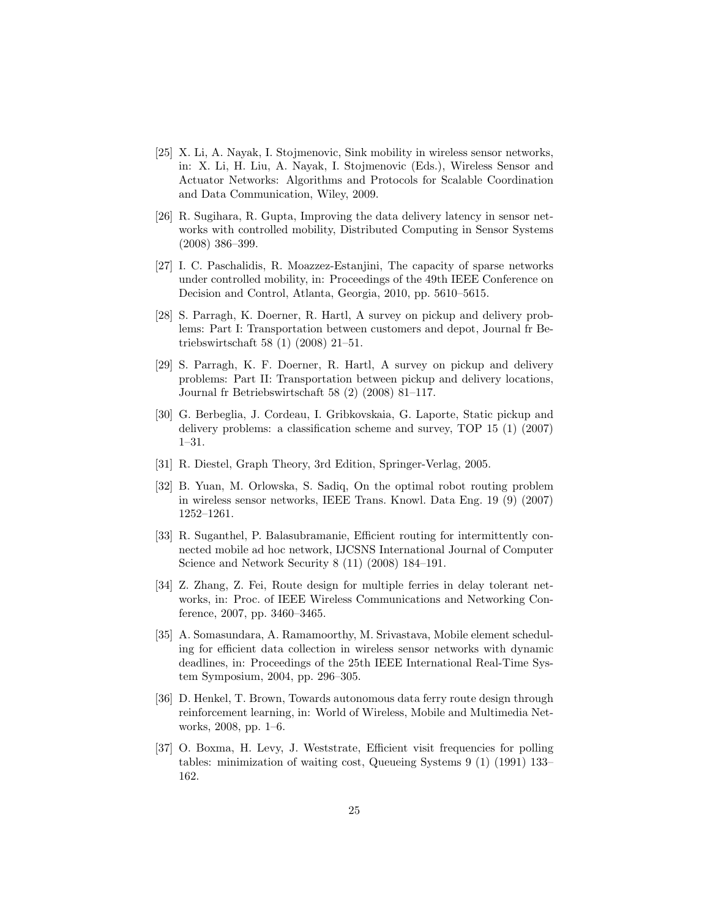[25] X. Li, A. Nayak, I. Stojmenovic, Sink mobility in wireless sensor networks, in: X. Li, H. Liu, A. Nayak, I. Stojmenovic (Eds.), Wireless Sensor and Actuator Networks: Algorithms and Protocols for Scalable Coordination and Data Communication, Wiley, 2009.

[26] R. Sugihara, R. Gupta, Improving the data delivery latency in sensor networks with controlled mobility, Distributed Computing in Sensor Systems (2008) 386–399.

[27] I. C. Paschalidis, R. Moazzez-Estanjini, The capacity of sparse networks under controlled mobility, in: Proceedings of the 49th IEEE Conference on Decision and Control, Atlanta, Georgia, 2010, pp. 5610–5615.

[28] S. Parragh, K. Doerner, R. Hartl, A survey on pickup and delivery problems: Part I: Transportation between customers and depot, Journal fr Betriebswirtschaft 58 (1) (2008) 21–51.

[29] S. Parragh, K. F. Doerner, R. Hartl, A survey on pickup and delivery problems: Part II: Transportation between pickup and delivery locations, Journal fr Betriebswirtschaft 58 (2) (2008) 81–117.

[30] G. Berbeglia, J. Cordeau, I. Gribkovskaia, G. Laporte, Static pickup and delivery problems: a classification scheme and survey, TOP 15 (1) (2007) 1–31.

[31] R. Diestel, Graph Theory, 3rd Edition, Springer-Verlag, 2005.

[32] B. Yuan, M. Orlowska, S. Sadiq, On the optimal robot routing problem in wireless sensor networks, IEEE Trans. Knowl. Data Eng. 19 (9) (2007) 1252–1261.

[33] R. Suganthel, P. Balasubramanie, Efficient routing for intermittently connected mobile ad hoc network, IJCSNS International Journal of Computer Science and Network Security 8 (11) (2008) 184–191.

[34] Z. Zhang, Z. Fei, Route design for multiple ferries in delay tolerant networks, in: Proc. of IEEE Wireless Communications and Networking Conference, 2007, pp. 3460–3465.

[35] A. Somasundara, A. Ramamoorthy, M. Srivastava, Mobile element scheduling for efficient data collection in wireless sensor networks with dynamic deadlines, in: Proceedings of the 25th IEEE International Real-Time System Symposium, 2004, pp. 296–305.

[36] D. Henkel, T. Brown, Towards autonomous data ferry route design through reinforcement learning, in: World of Wireless, Mobile and Multimedia Networks, 2008, pp. 1–6.

[37] O. Boxma, H. Levy, J. Weststrate, Efficient visit frequencies for polling tables: minimization of waiting cost, Queueing Systems 9 (1) (1991) 133–162.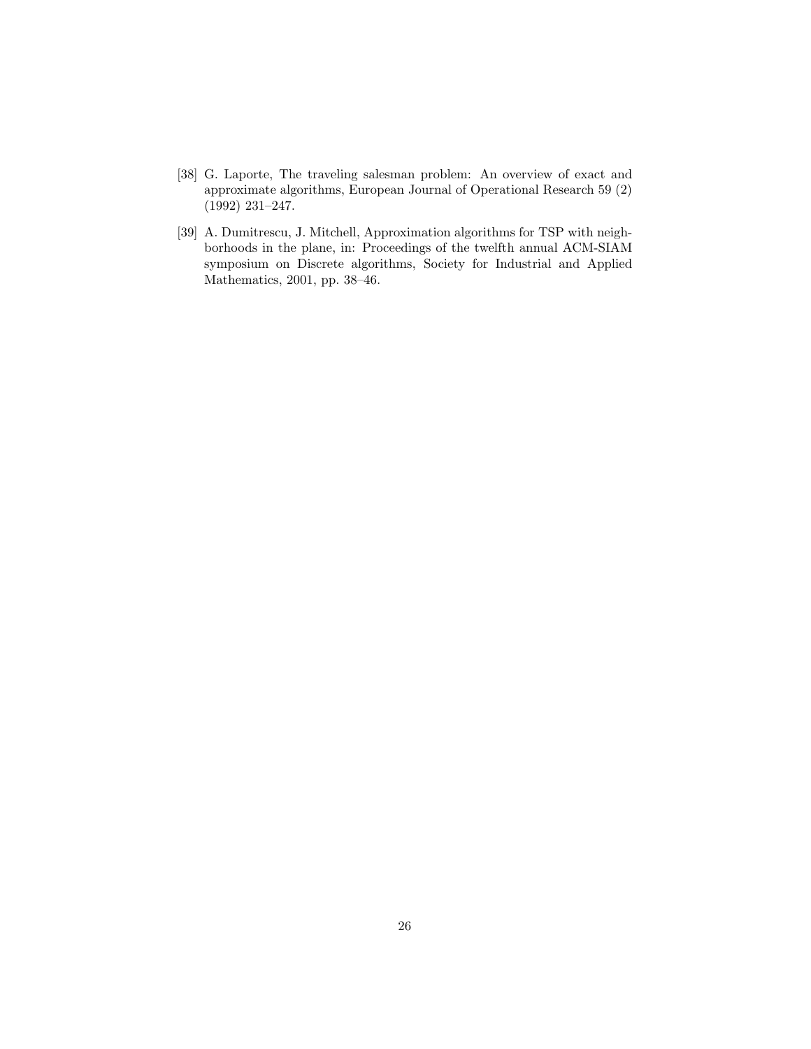[38] G. Laporte, The traveling salesman problem: An overview of exact and approximate algorithms, European Journal of Operational Research 59 (2) (1992) 231–247.

[39] A. Dumitrescu, J. Mitchell, Approximation algorithms for TSP with neighborhoods in the plane, in: Proceedings of the twelfth annual ACM-SIAM symposium on Discrete algorithms, Society for Industrial and Applied Mathematics, 2001, pp. 38–46.